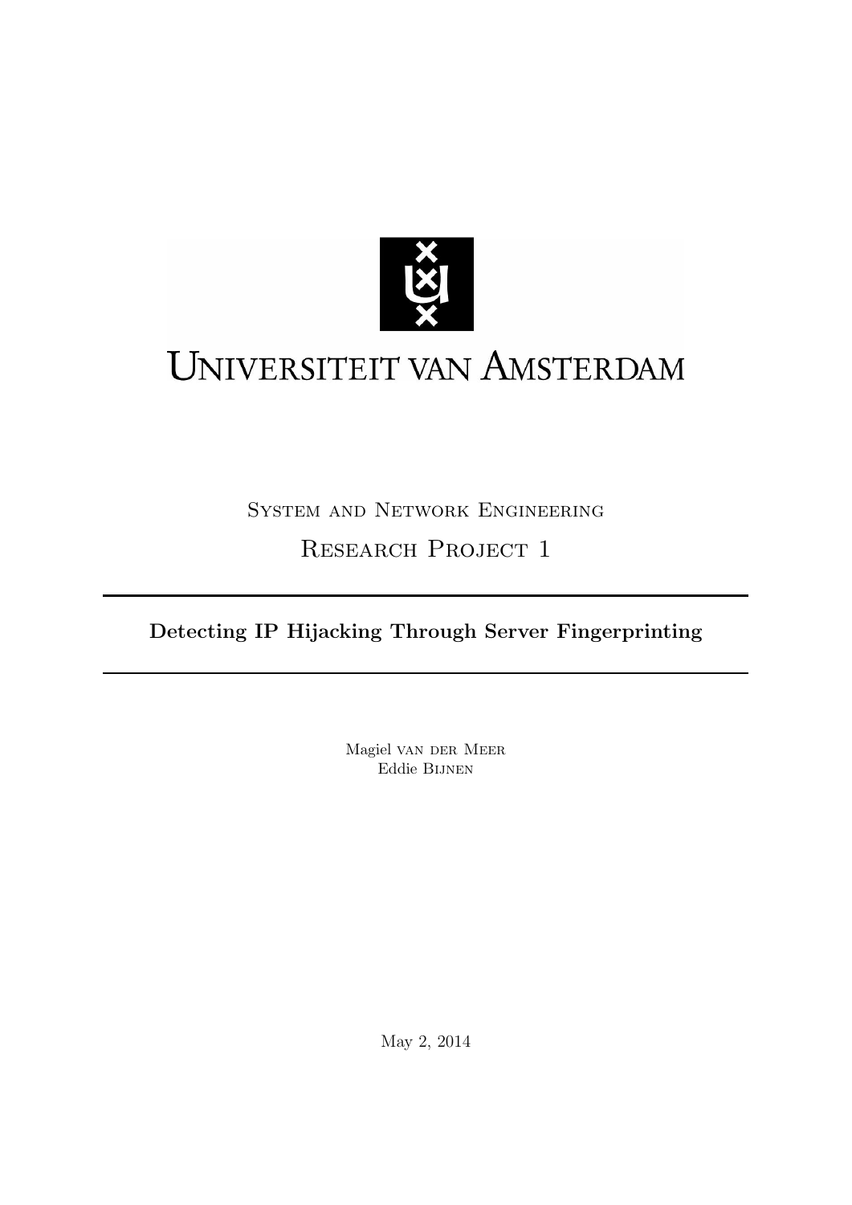Universiteit van Amsterdam

System and Network Engineering

Research Project 1

# Detecting IP Hijacking Through Server Fingerprinting

Magiel van der Meer
Eddie Bijnen

May 2, 2014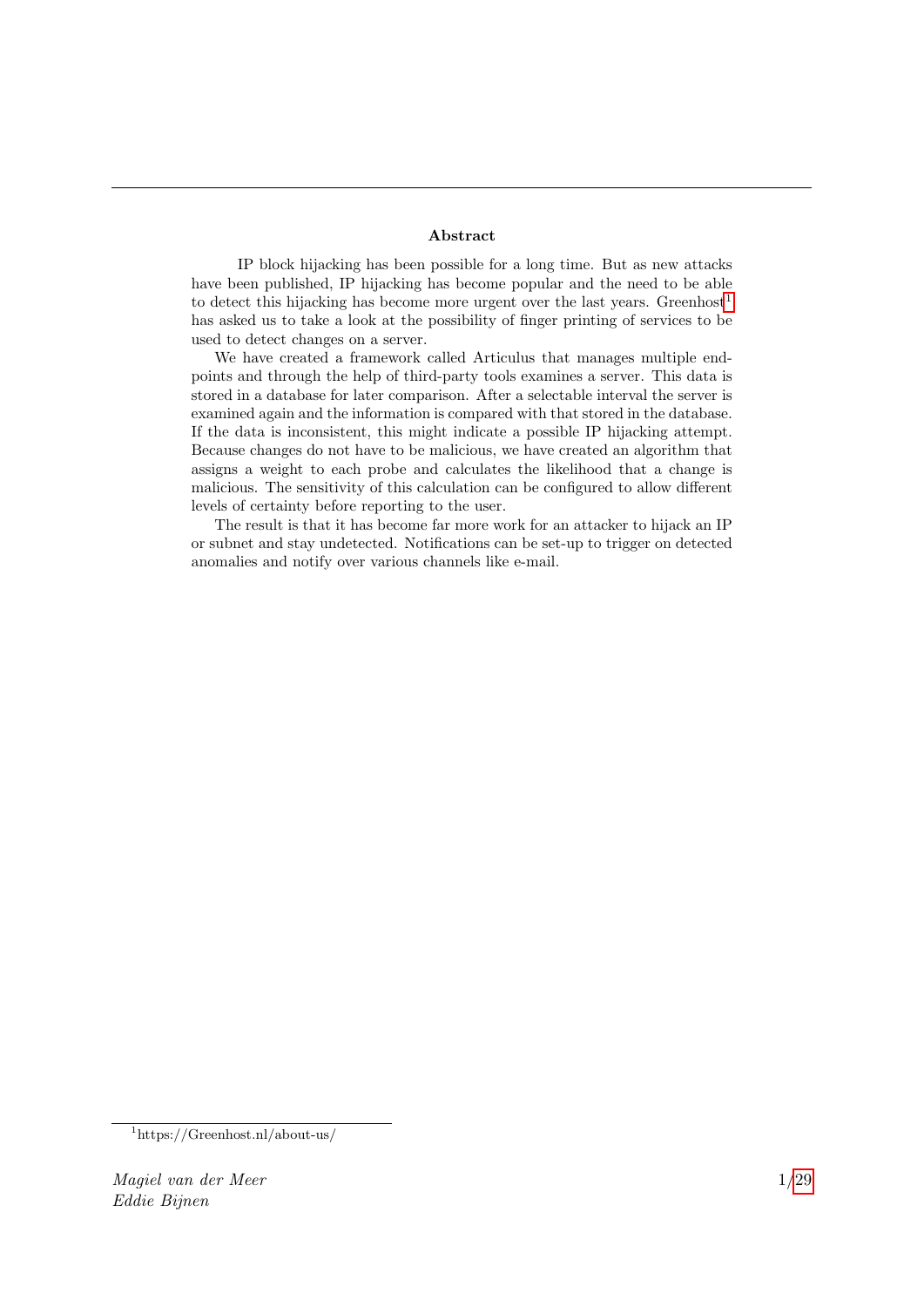**Abstract**

IP block hijacking has been possible for a long time. But as new attacks have been published, IP hijacking has become popular and the need to be able to detect this hijacking has become more urgent over the last years. Greenhost[1] has asked us to take a look at the possibility of finger printing of services to be used to detect changes on a server.

We have created a framework called Articulus that manages multiple endpoints and through the help of third-party tools examines a server. This data is stored in a database for later comparison. After a selectable interval the server is examined again and the information is compared with that stored in the database. If the data is inconsistent, this might indicate a possible IP hijacking attempt. Because changes do not have to be malicious, we have created an algorithm that assigns a weight to each probe and calculates the likelihood that a change is malicious. The sensitivity of this calculation can be configured to allow different levels of certainty before reporting to the user.

The result is that it has become far more work for an attacker to hijack an IP or subnet and stay undetected. Notifications can be set-up to trigger on detected anomalies and notify over various channels like e-mail.

[1] https://Greenhost.nl/about-us/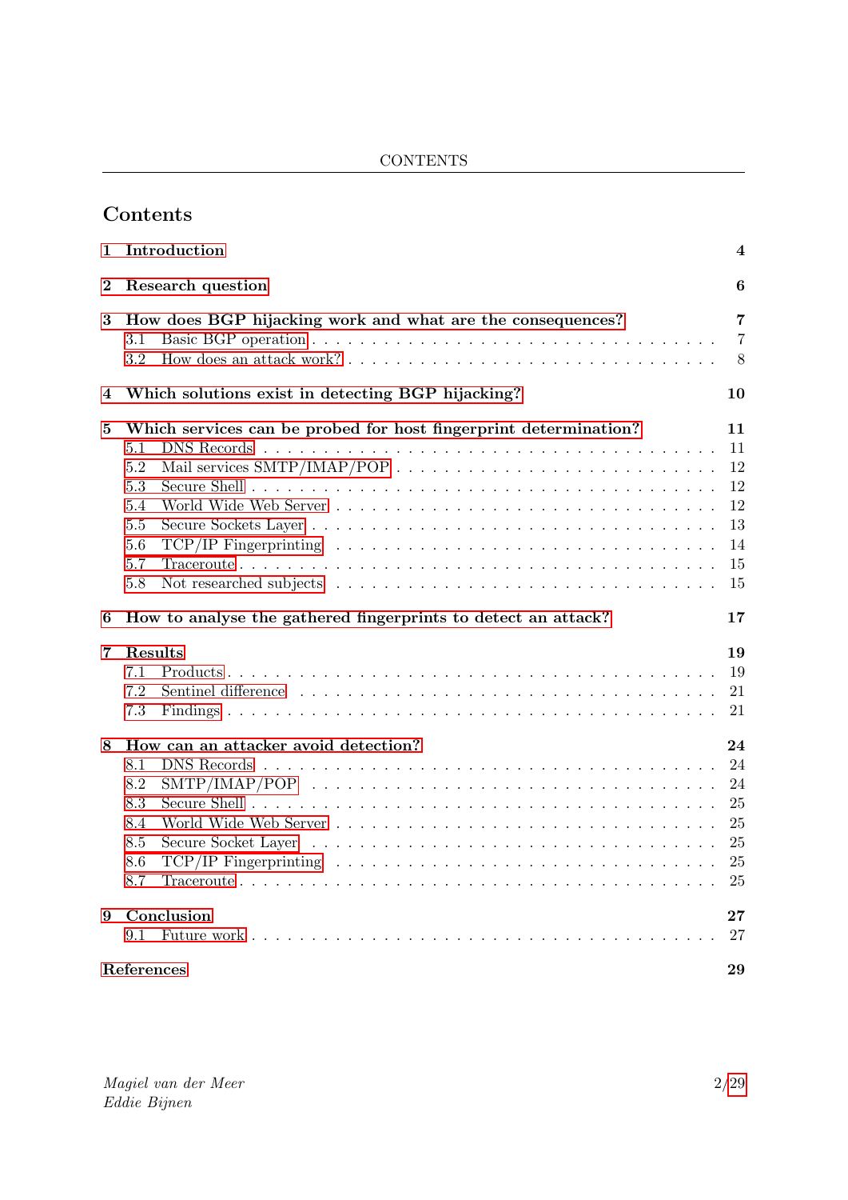# Contents

**1 Introduction** **4**

**2 Research question** **6**

**3 How does BGP hijacking work and what are the consequences?** **7**
- 3.1 Basic BGP operation . . . 7
- 3.2 How does an attack work? . . . 8

**4 Which solutions exist in detecting BGP hijacking?** **10**

**5 Which services can be probed for host fingerprint determination?** **11**
- 5.1 DNS Records . . . 11
- 5.2 Mail services SMTP/IMAP/POP . . . 12
- 5.3 Secure Shell . . . 12
- 5.4 World Wide Web Server . . . 12
- 5.5 Secure Sockets Layer . . . 13
- 5.6 TCP/IP Fingerprinting . . . 14
- 5.7 Traceroute . . . 15
- 5.8 Not researched subjects . . . 15

**6 How to analyse the gathered fingerprints to detect an attack?** **17**

**7 Results** **19**
- 7.1 Products . . . 19
- 7.2 Sentinel difference . . . 21
- 7.3 Findings . . . 21

**8 How can an attacker avoid detection?** **24**
- 8.1 DNS Records . . . 24
- 8.2 SMTP/IMAP/POP . . . 24
- 8.3 Secure Shell . . . 25
- 8.4 World Wide Web Server . . . 25
- 8.5 Secure Socket Layer . . . 25
- 8.6 TCP/IP Fingerprinting . . . 25
- 8.7 Traceroute . . . 25

**9 Conclusion** **27**
- 9.1 Future work . . . 27

**References** **29**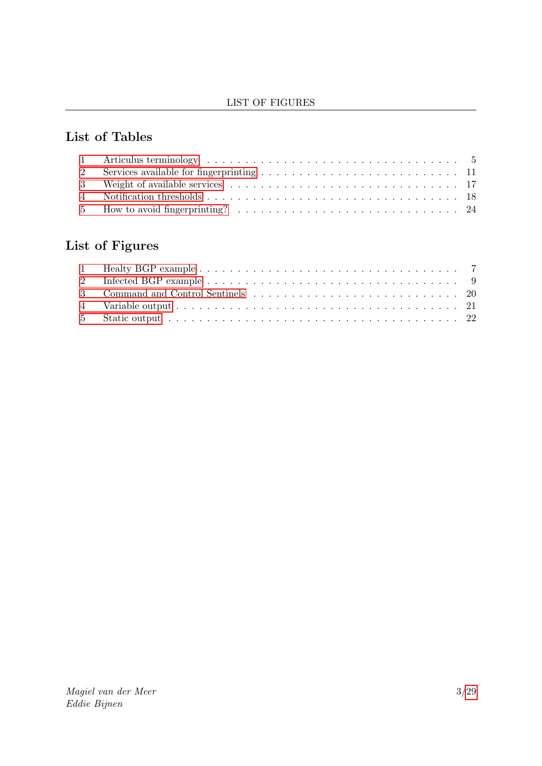## List of Tables

1 Articulus terminology . . . . . . . . . . . . . . . . . . . . . . . . . . . . . . 5
2 Services available for fingerprinting . . . . . . . . . . . . . . . . . . . . . . . 11
3 Weight of available services . . . . . . . . . . . . . . . . . . . . . . . . . . . 17
4 Notification thresholds . . . . . . . . . . . . . . . . . . . . . . . . . . . . . . 18
5 How to avoid fingerprinting? . . . . . . . . . . . . . . . . . . . . . . . . . . 24

## List of Figures

1 Healty BGP example . . . . . . . . . . . . . . . . . . . . . . . . . . . . . . 7
2 Infected BGP example . . . . . . . . . . . . . . . . . . . . . . . . . . . . . . 9
3 Command and Control Sentinels . . . . . . . . . . . . . . . . . . . . . . . . 20
4 Variable output . . . . . . . . . . . . . . . . . . . . . . . . . . . . . . . . . 21
5 Static output . . . . . . . . . . . . . . . . . . . . . . . . . . . . . . . . . . 22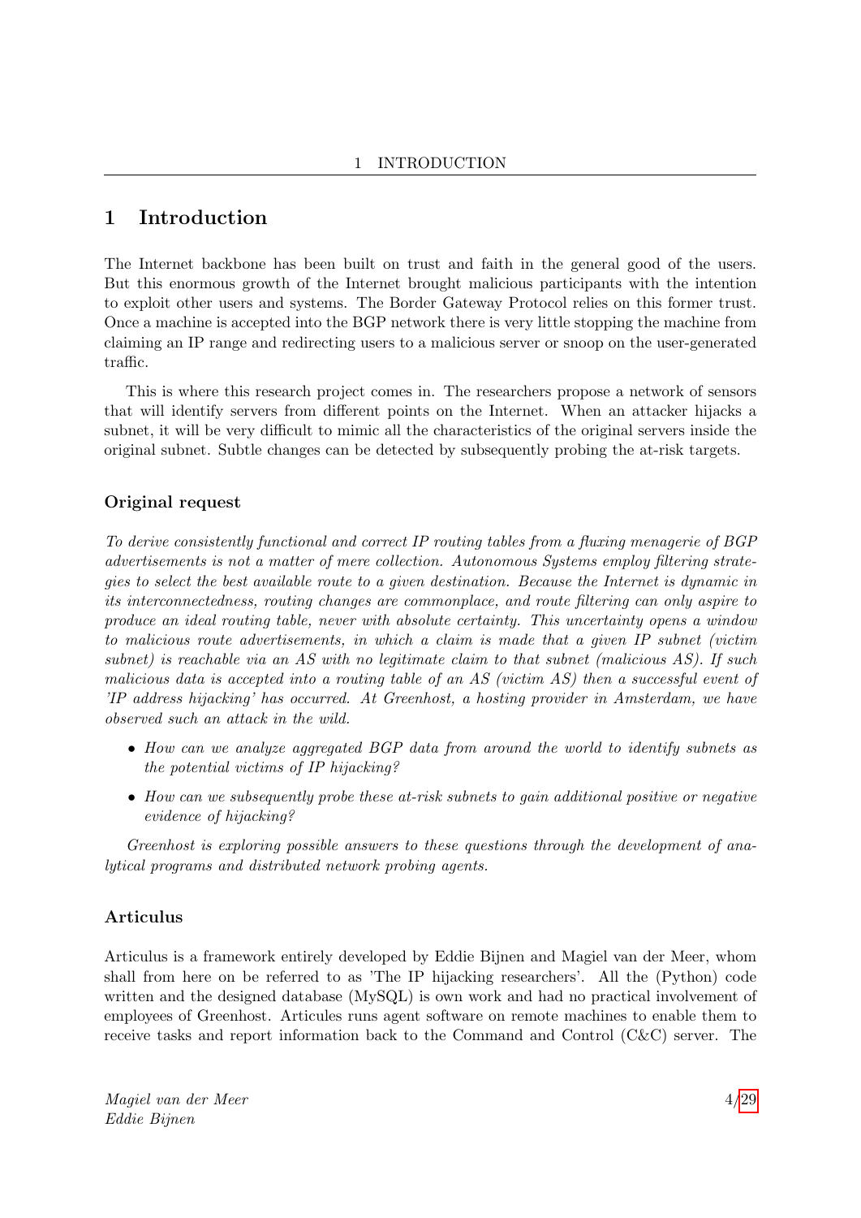# 1 Introduction

The Internet backbone has been built on trust and faith in the general good of the users. But this enormous growth of the Internet brought malicious participants with the intention to exploit other users and systems. The Border Gateway Protocol relies on this former trust. Once a machine is accepted into the BGP network there is very little stopping the machine from claiming an IP range and redirecting users to a malicious server or snoop on the user-generated traffic.

This is where this research project comes in. The researchers propose a network of sensors that will identify servers from different points on the Internet. When an attacker hijacks a subnet, it will be very difficult to mimic all the characteristics of the original servers inside the original subnet. Subtle changes can be detected by subsequently probing the at-risk targets.

### Original request

*To derive consistently functional and correct IP routing tables from a fluxing menagerie of BGP advertisements is not a matter of mere collection. Autonomous Systems employ filtering strategies to select the best available route to a given destination. Because the Internet is dynamic in its interconnectedness, routing changes are commonplace, and route filtering can only aspire to produce an ideal routing table, never with absolute certainty. This uncertainty opens a window to malicious route advertisements, in which a claim is made that a given IP subnet (victim subnet) is reachable via an AS with no legitimate claim to that subnet (malicious AS). If such malicious data is accepted into a routing table of an AS (victim AS) then a successful event of 'IP address hijacking' has occurred. At Greenhost, a hosting provider in Amsterdam, we have observed such an attack in the wild.*

- *How can we analyze aggregated BGP data from around the world to identify subnets as the potential victims of IP hijacking?*
- *How can we subsequently probe these at-risk subnets to gain additional positive or negative evidence of hijacking?*

*Greenhost is exploring possible answers to these questions through the development of analytical programs and distributed network probing agents.*

### Articulus

Articulus is a framework entirely developed by Eddie Bijnen and Magiel van der Meer, whom shall from here on be referred to as 'The IP hijacking researchers'. All the (Python) code written and the designed database (MySQL) is own work and had no practical involvement of employees of Greenhost. Articules runs agent software on remote machines to enable them to receive tasks and report information back to the Command and Control (C&C) server. The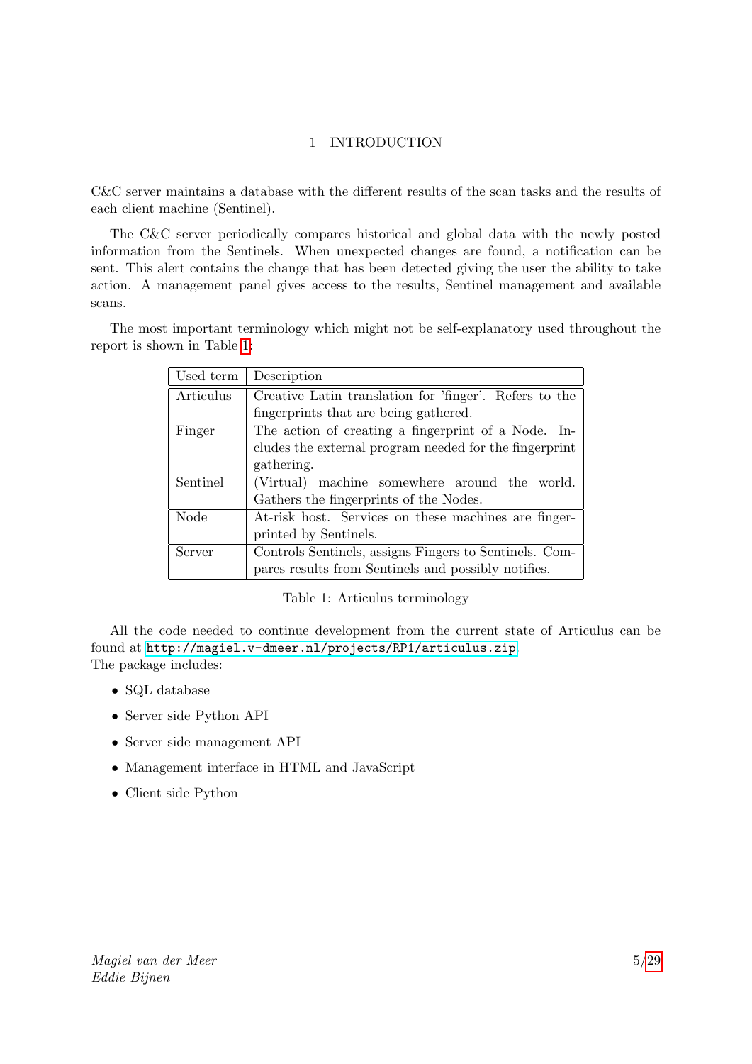C&C server maintains a database with the different results of the scan tasks and the results of each client machine (Sentinel).

The C&C server periodically compares historical and global data with the newly posted information from the Sentinels. When unexpected changes are found, a notification can be sent. This alert contains the change that has been detected giving the user the ability to take action. A management panel gives access to the results, Sentinel management and available scans.

The most important terminology which might not be self-explanatory used throughout the report is shown in Table 1:

| Used term | Description |
|---|---|
| Articulus | Creative Latin translation for 'finger'. Refers to the fingerprints that are being gathered. |
| Finger | The action of creating a fingerprint of a Node. Includes the external program needed for the fingerprint gathering. |
| Sentinel | (Virtual) machine somewhere around the world. Gathers the fingerprints of the Nodes. |
| Node | At-risk host. Services on these machines are fingerprinted by Sentinels. |
| Server | Controls Sentinels, assigns Fingers to Sentinels. Compares results from Sentinels and possibly notifies. |

Table 1: Articulus terminology

All the code needed to continue development from the current state of Articulus can be found at http://magiel.v-dmeer.nl/projects/RP1/articulus.zip
The package includes:

- SQL database
- Server side Python API
- Server side management API
- Management interface in HTML and JavaScript
- Client side Python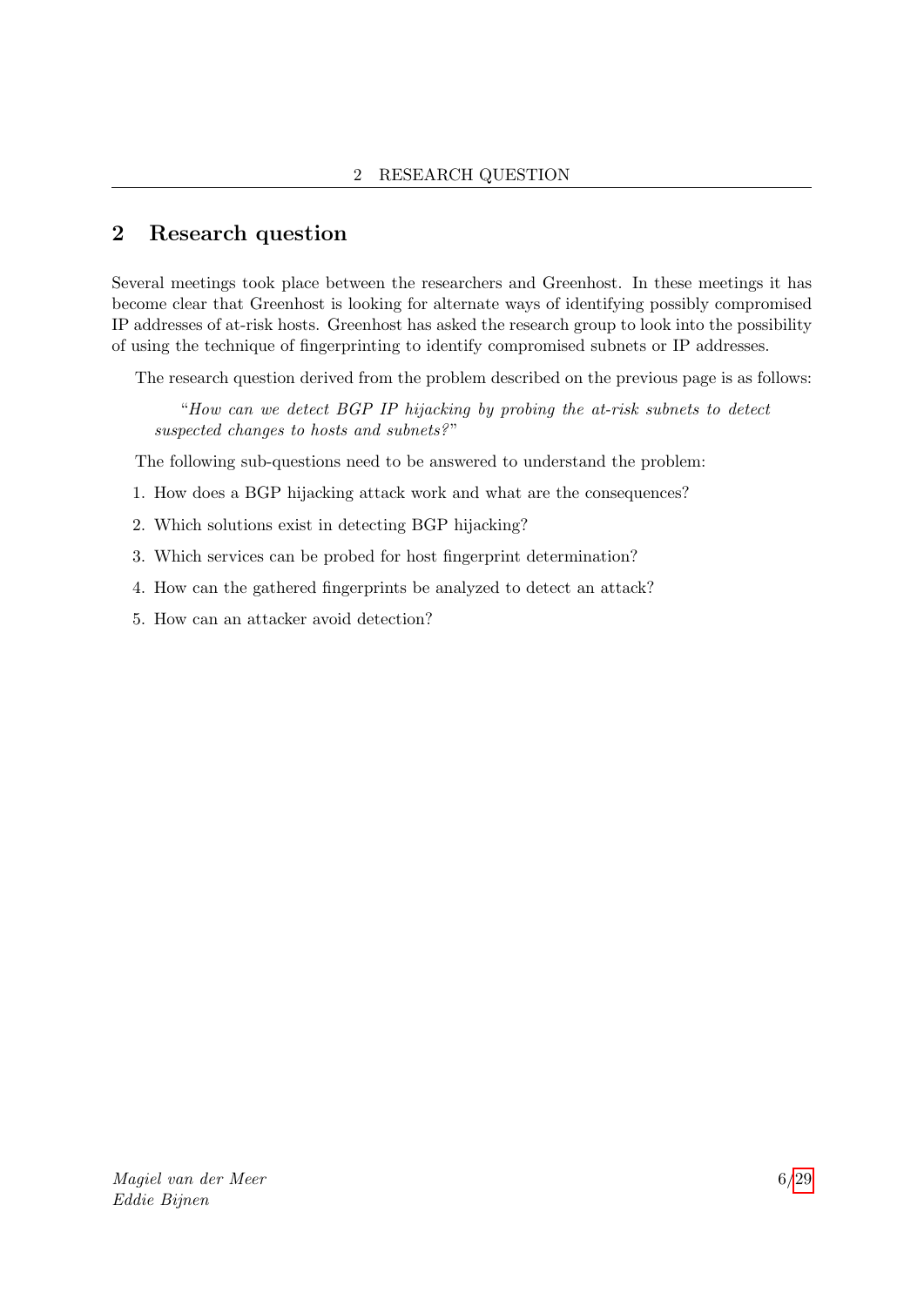## 2 Research question

Several meetings took place between the researchers and Greenhost. In these meetings it has become clear that Greenhost is looking for alternate ways of identifying possibly compromised IP addresses of at-risk hosts. Greenhost has asked the research group to look into the possibility of using the technique of fingerprinting to identify compromised subnets or IP addresses.

The research question derived from the problem described on the previous page is as follows:

> "*How can we detect BGP IP hijacking by probing the at-risk subnets to detect suspected changes to hosts and subnets?*"

The following sub-questions need to be answered to understand the problem:

1. How does a BGP hijacking attack work and what are the consequences?
2. Which solutions exist in detecting BGP hijacking?
3. Which services can be probed for host fingerprint determination?
4. How can the gathered fingerprints be analyzed to detect an attack?
5. How can an attacker avoid detection?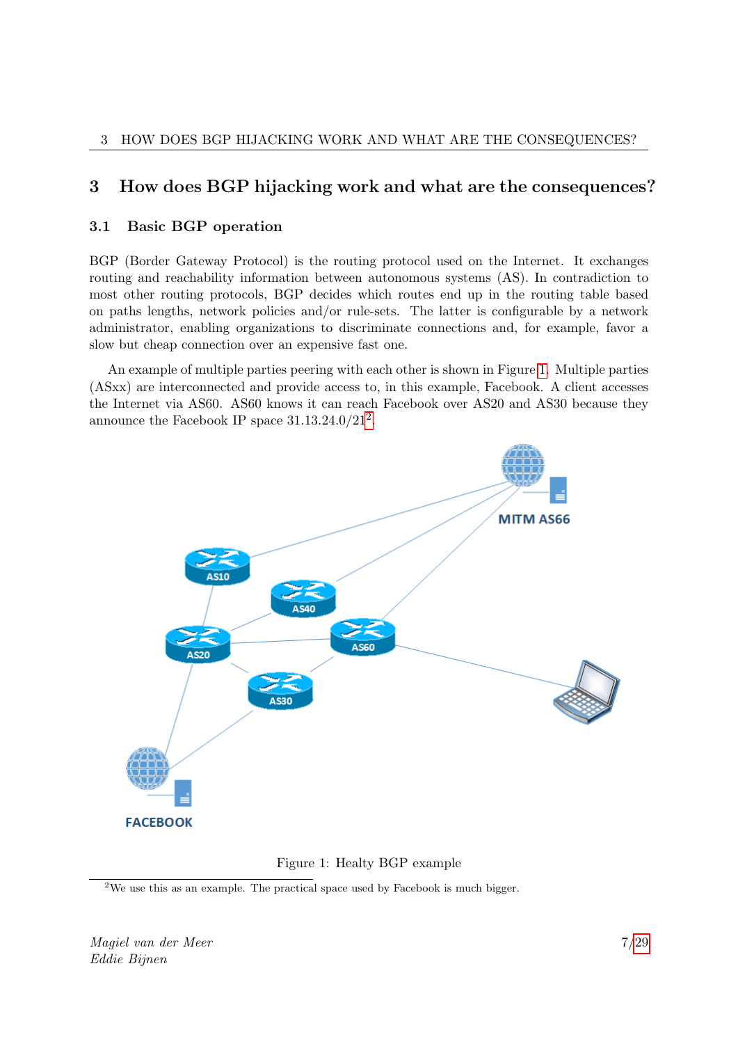# 3 How does BGP hijacking work and what are the consequences?

## 3.1 Basic BGP operation

BGP (Border Gateway Protocol) is the routing protocol used on the Internet. It exchanges routing and reachability information between autonomous systems (AS). In contradiction to most other routing protocols, BGP decides which routes end up in the routing table based on paths lengths, network policies and/or rule-sets. The latter is configurable by a network administrator, enabling organizations to discriminate connections and, for example, favor a slow but cheap connection over an expensive fast one.

An example of multiple parties peering with each other is shown in Figure 1. Multiple parties (ASxx) are interconnected and provide access to, in this example, Facebook. A client accesses the Internet via AS60. AS60 knows it can reach Facebook over AS20 and AS30 because they announce the Facebook IP space 31.13.24.0/21[2].

Figure 1: Healty BGP example

[2] We use this as an example. The practical space used by Facebook is much bigger.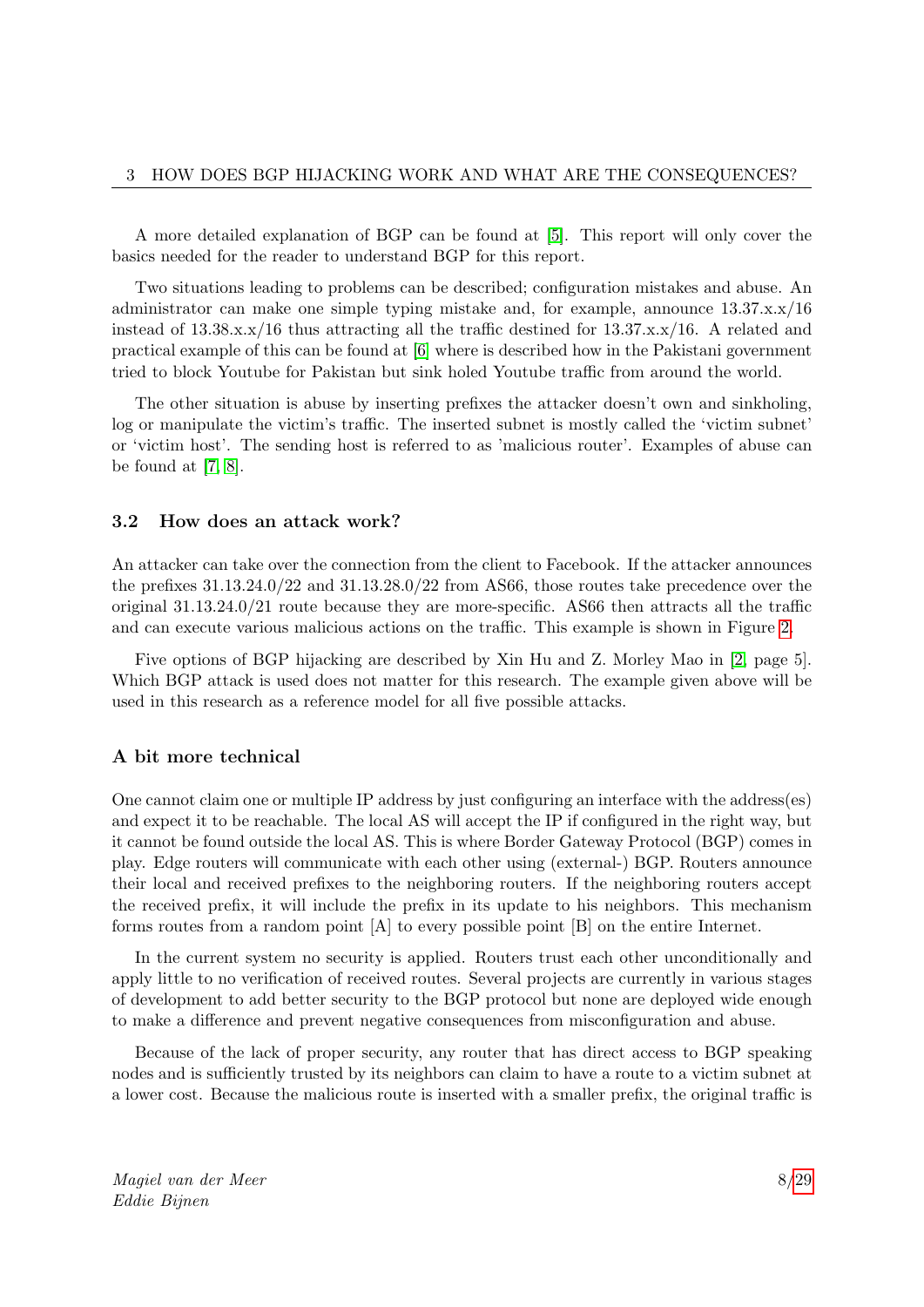A more detailed explanation of BGP can be found at [5]. This report will only cover the basics needed for the reader to understand BGP for this report.

Two situations leading to problems can be described; configuration mistakes and abuse. An administrator can make one simple typing mistake and, for example, announce 13.37.x.x/16 instead of 13.38.x.x/16 thus attracting all the traffic destined for 13.37.x.x/16. A related and practical example of this can be found at [6] where is described how in the Pakistani government tried to block Youtube for Pakistan but sink holed Youtube traffic from around the world.

The other situation is abuse by inserting prefixes the attacker doesn't own and sinkholing, log or manipulate the victim's traffic. The inserted subnet is mostly called the 'victim subnet' or 'victim host'. The sending host is referred to as 'malicious router'. Examples of abuse can be found at [7, 8].

### 3.2 How does an attack work?

An attacker can take over the connection from the client to Facebook. If the attacker announces the prefixes 31.13.24.0/22 and 31.13.28.0/22 from AS66, those routes take precedence over the original 31.13.24.0/21 route because they are more-specific. AS66 then attracts all the traffic and can execute various malicious actions on the traffic. This example is shown in Figure 2.

Five options of BGP hijacking are described by Xin Hu and Z. Morley Mao in [2, page 5]. Which BGP attack is used does not matter for this research. The example given above will be used in this research as a reference model for all five possible attacks.

### A bit more technical

One cannot claim one or multiple IP address by just configuring an interface with the address(es) and expect it to be reachable. The local AS will accept the IP if configured in the right way, but it cannot be found outside the local AS. This is where Border Gateway Protocol (BGP) comes in play. Edge routers will communicate with each other using (external-) BGP. Routers announce their local and received prefixes to the neighboring routers. If the neighboring routers accept the received prefix, it will include the prefix in its update to his neighbors. This mechanism forms routes from a random point [A] to every possible point [B] on the entire Internet.

In the current system no security is applied. Routers trust each other unconditionally and apply little to no verification of received routes. Several projects are currently in various stages of development to add better security to the BGP protocol but none are deployed wide enough to make a difference and prevent negative consequences from misconfiguration and abuse.

Because of the lack of proper security, any router that has direct access to BGP speaking nodes and is sufficiently trusted by its neighbors can claim to have a route to a victim subnet at a lower cost. Because the malicious route is inserted with a smaller prefix, the original traffic is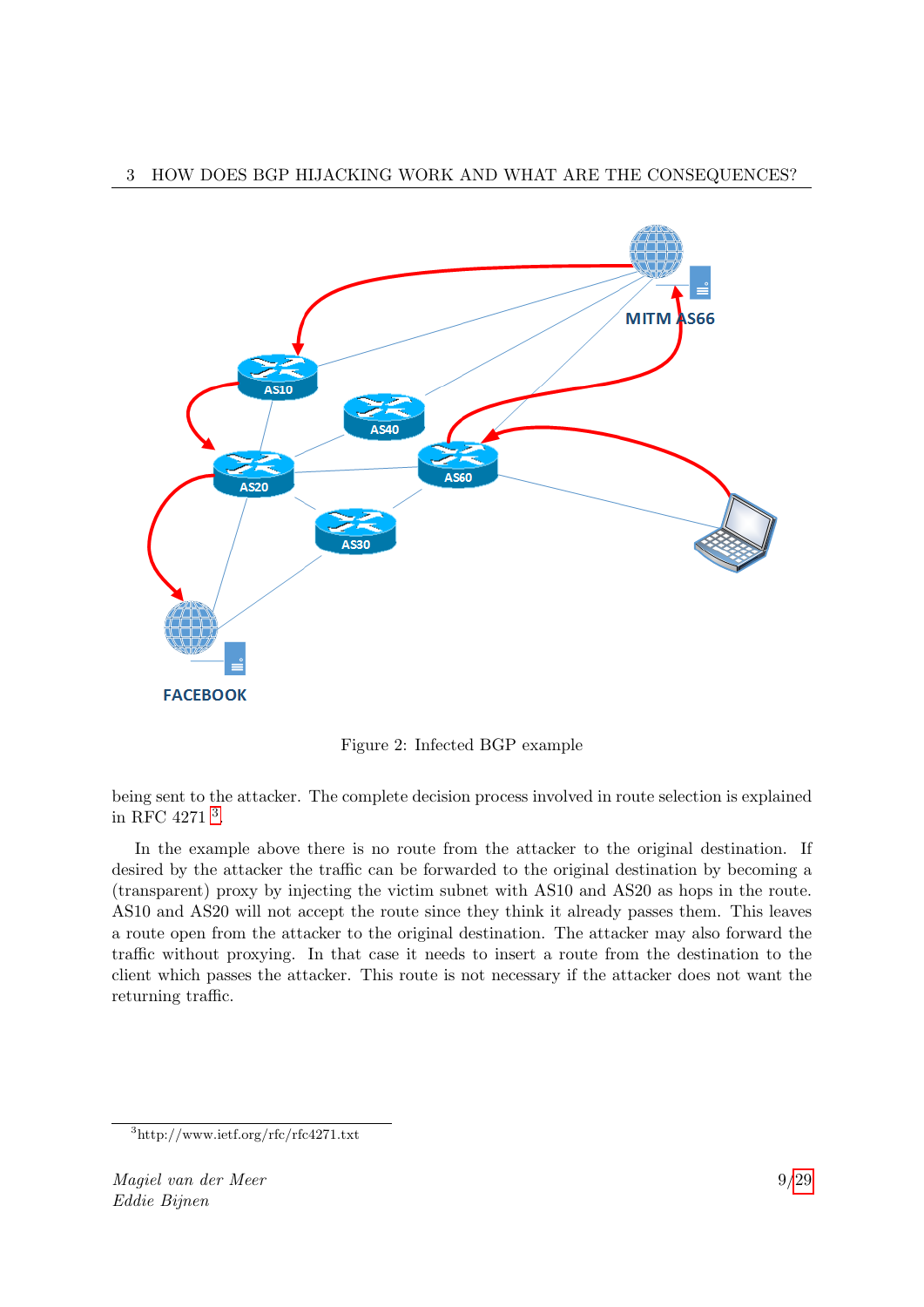Figure 2: Infected BGP example

being sent to the attacker. The complete decision process involved in route selection is explained in RFC 4271 [3].

In the example above there is no route from the attacker to the original destination. If desired by the attacker the traffic can be forwarded to the original destination by becoming a (transparent) proxy by injecting the victim subnet with AS10 and AS20 as hops in the route. AS10 and AS20 will not accept the route since they think it already passes them. This leaves a route open from the attacker to the original destination. The attacker may also forward the traffic without proxying. In that case it needs to insert a route from the destination to the client which passes the attacker. This route is not necessary if the attacker does not want the returning traffic.

[3] http://www.ietf.org/rfc/rfc4271.txt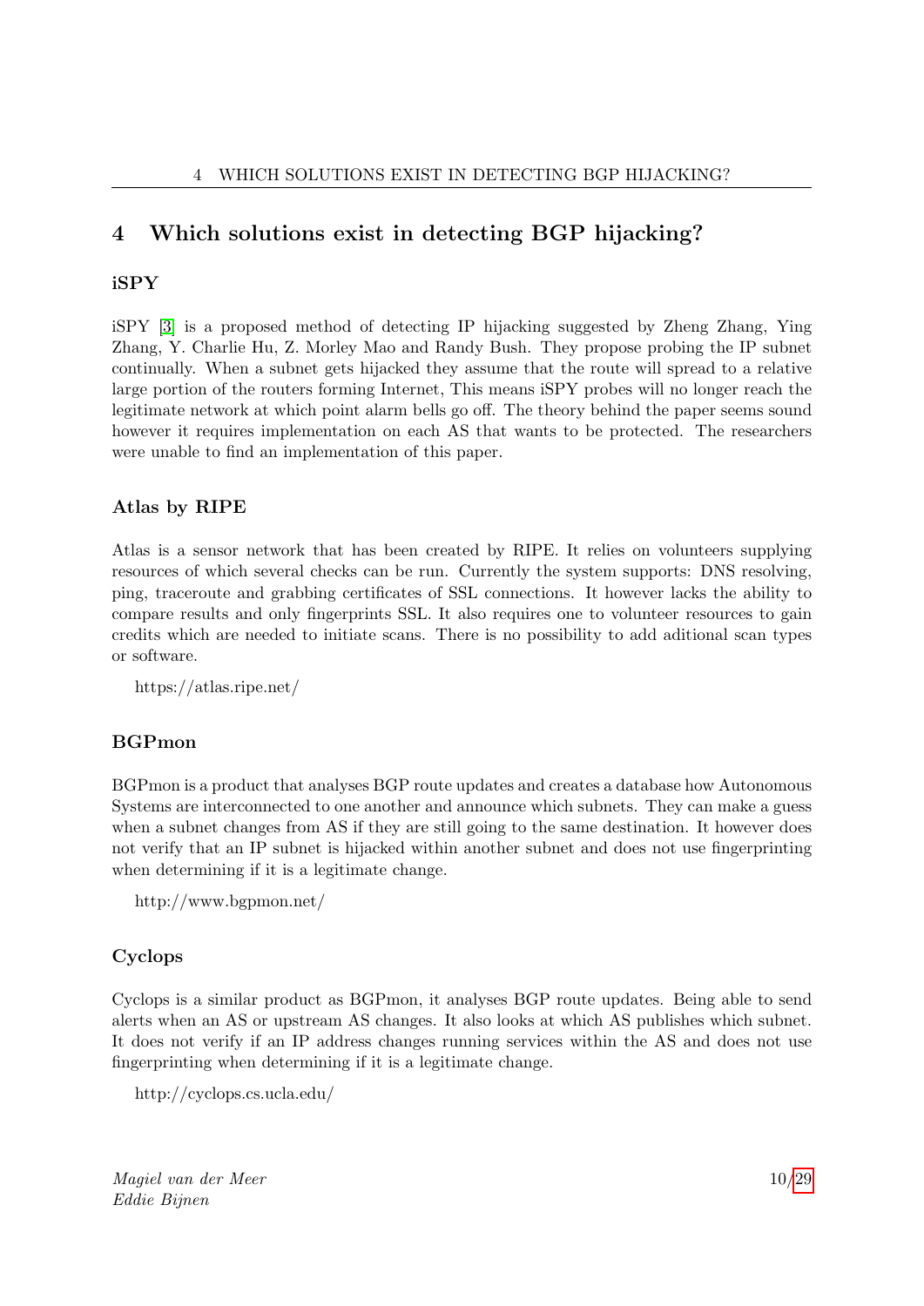## 4 Which solutions exist in detecting BGP hijacking?

### iSPY

iSPY [3] is a proposed method of detecting IP hijacking suggested by Zheng Zhang, Ying Zhang, Y. Charlie Hu, Z. Morley Mao and Randy Bush. They propose probing the IP subnet continually. When a subnet gets hijacked they assume that the route will spread to a relative large portion of the routers forming Internet, This means iSPY probes will no longer reach the legitimate network at which point alarm bells go off. The theory behind the paper seems sound however it requires implementation on each AS that wants to be protected. The researchers were unable to find an implementation of this paper.

### Atlas by RIPE

Atlas is a sensor network that has been created by RIPE. It relies on volunteers supplying resources of which several checks can be run. Currently the system supports: DNS resolving, ping, traceroute and grabbing certificates of SSL connections. It however lacks the ability to compare results and only fingerprints SSL. It also requires one to volunteer resources to gain credits which are needed to initiate scans. There is no possibility to add aditional scan types or software.

https://atlas.ripe.net/

### BGPmon

BGPmon is a product that analyses BGP route updates and creates a database how Autonomous Systems are interconnected to one another and announce which subnets. They can make a guess when a subnet changes from AS if they are still going to the same destination. It however does not verify that an IP subnet is hijacked within another subnet and does not use fingerprinting when determining if it is a legitimate change.

http://www.bgpmon.net/

### Cyclops

Cyclops is a similar product as BGPmon, it analyses BGP route updates. Being able to send alerts when an AS or upstream AS changes. It also looks at which AS publishes which subnet. It does not verify if an IP address changes running services within the AS and does not use fingerprinting when determining if it is a legitimate change.

http://cyclops.cs.ucla.edu/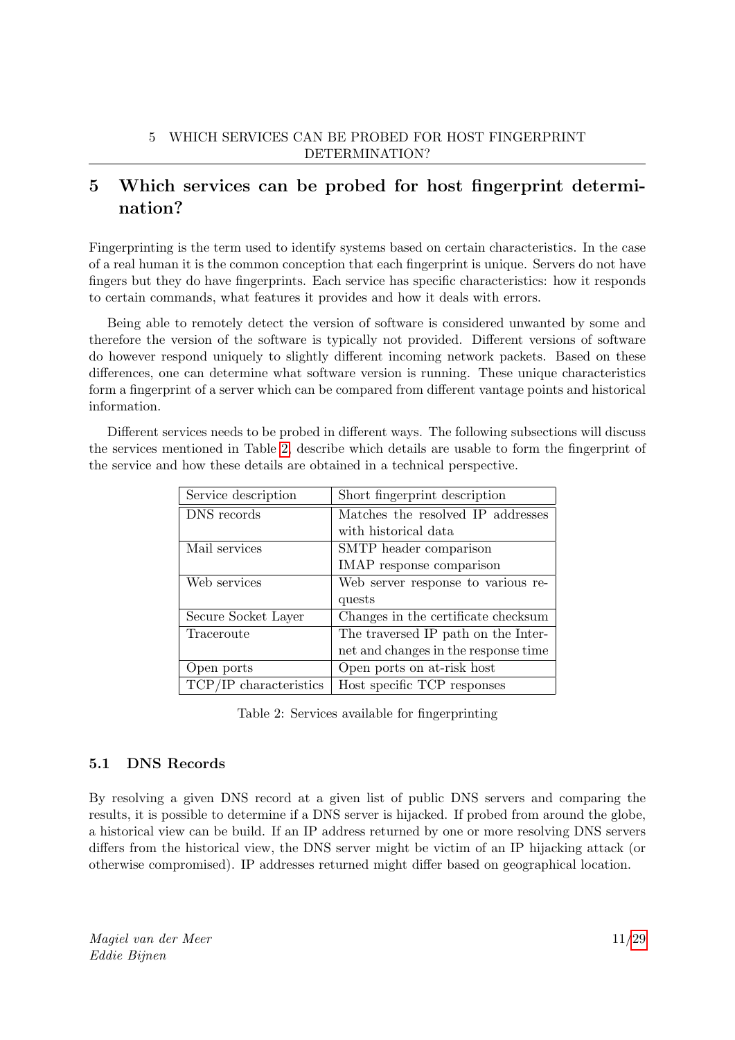## 5 Which services can be probed for host fingerprint determination?

Fingerprinting is the term used to identify systems based on certain characteristics. In the case of a real human it is the common conception that each fingerprint is unique. Servers do not have fingers but they do have fingerprints. Each service has specific characteristics: how it responds to certain commands, what features it provides and how it deals with errors.

Being able to remotely detect the version of software is considered unwanted by some and therefore the version of the software is typically not provided. Different versions of software do however respond uniquely to slightly different incoming network packets. Based on these differences, one can determine what software version is running. These unique characteristics form a fingerprint of a server which can be compared from different vantage points and historical information.

Different services needs to be probed in different ways. The following subsections will discuss the services mentioned in Table 2, describe which details are usable to form the fingerprint of the service and how these details are obtained in a technical perspective.

| Service description | Short fingerprint description |
|---|---|
| DNS records | Matches the resolved IP addresses with historical data |
| Mail services | SMTP header comparison<br>IMAP response comparison |
| Web services | Web server response to various requests |
| Secure Socket Layer | Changes in the certificate checksum |
| Traceroute | The traversed IP path on the Internet and changes in the response time |
| Open ports | Open ports on at-risk host |
| TCP/IP characteristics | Host specific TCP responses |

Table 2: Services available for fingerprinting

### 5.1 DNS Records

By resolving a given DNS record at a given list of public DNS servers and comparing the results, it is possible to determine if a DNS server is hijacked. If probed from around the globe, a historical view can be build. If an IP address returned by one or more resolving DNS servers differs from the historical view, the DNS server might be victim of an IP hijacking attack (or otherwise compromised). IP addresses returned might differ based on geographical location.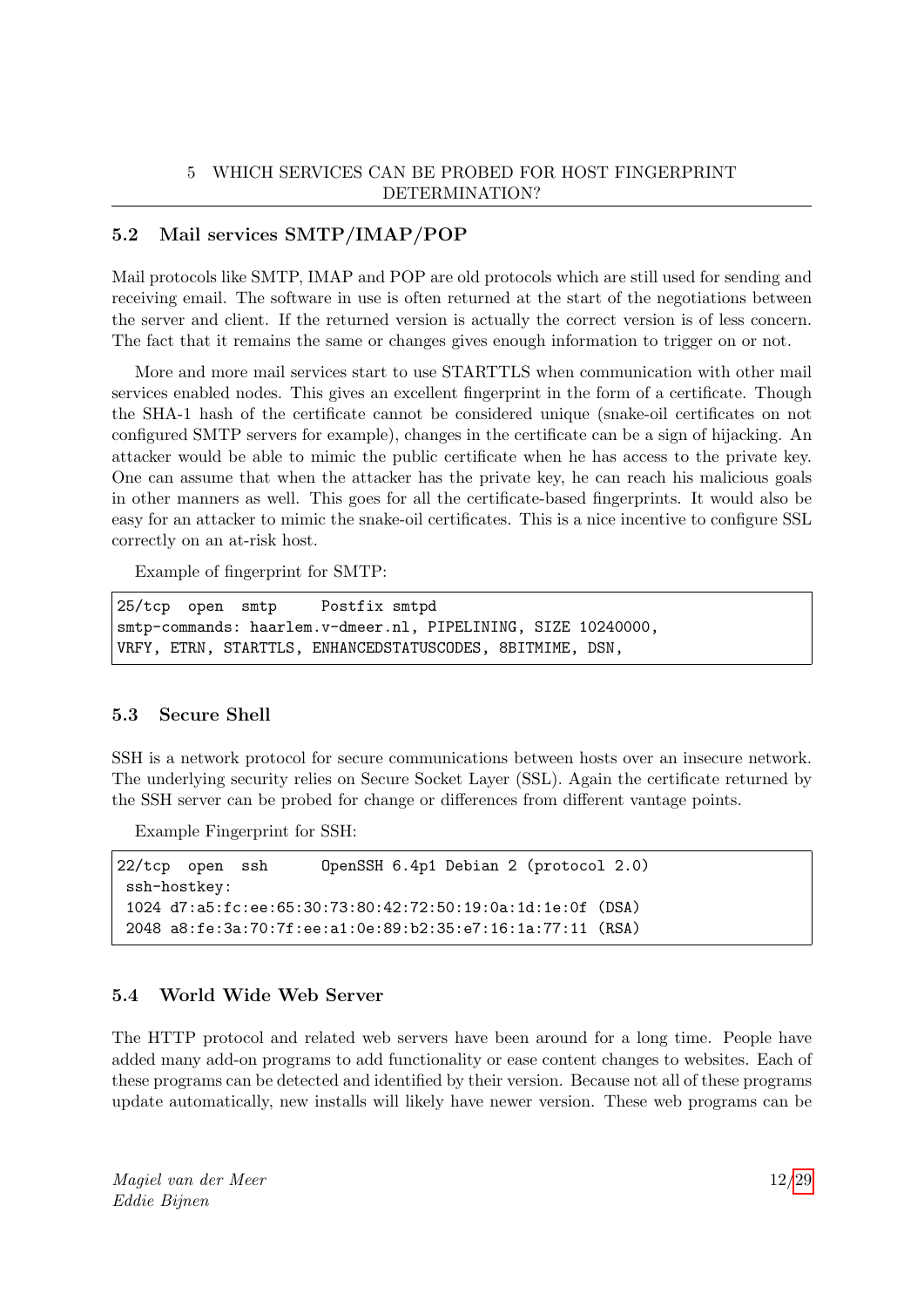## 5.2 Mail services SMTP/IMAP/POP

Mail protocols like SMTP, IMAP and POP are old protocols which are still used for sending and receiving email. The software in use is often returned at the start of the negotiations between the server and client. If the returned version is actually the correct version is of less concern. The fact that it remains the same or changes gives enough information to trigger on or not.

More and more mail services start to use STARTTLS when communication with other mail services enabled nodes. This gives an excellent fingerprint in the form of a certificate. Though the SHA-1 hash of the certificate cannot be considered unique (snake-oil certificates on not configured SMTP servers for example), changes in the certificate can be a sign of hijacking. An attacker would be able to mimic the public certificate when he has access to the private key. One can assume that when the attacker has the private key, he can reach his malicious goals in other manners as well. This goes for all the certificate-based fingerprints. It would also be easy for an attacker to mimic the snake-oil certificates. This is a nice incentive to configure SSL correctly on an at-risk host.

Example of fingerprint for SMTP:

```
25/tcp  open  smtp     Postfix smtpd
smtp-commands: haarlem.v-dmeer.nl, PIPELINING, SIZE 10240000,
VRFY, ETRN, STARTTLS, ENHANCEDSTATUSCODES, 8BITMIME, DSN,
```

## 5.3 Secure Shell

SSH is a network protocol for secure communications between hosts over an insecure network. The underlying security relies on Secure Socket Layer (SSL). Again the certificate returned by the SSH server can be probed for change or differences from different vantage points.

Example Fingerprint for SSH:

```
22/tcp  open  ssh      OpenSSH 6.4p1 Debian 2 (protocol 2.0)
 ssh-hostkey:
 1024 d7:a5:fc:ee:65:30:73:80:42:72:50:19:0a:1d:1e:0f (DSA)
 2048 a8:fe:3a:70:7f:ee:a1:0e:89:b2:35:e7:16:1a:77:11 (RSA)
```

## 5.4 World Wide Web Server

The HTTP protocol and related web servers have been around for a long time. People have added many add-on programs to add functionality or ease content changes to websites. Each of these programs can be detected and identified by their version. Because not all of these programs update automatically, new installs will likely have newer version. These web programs can be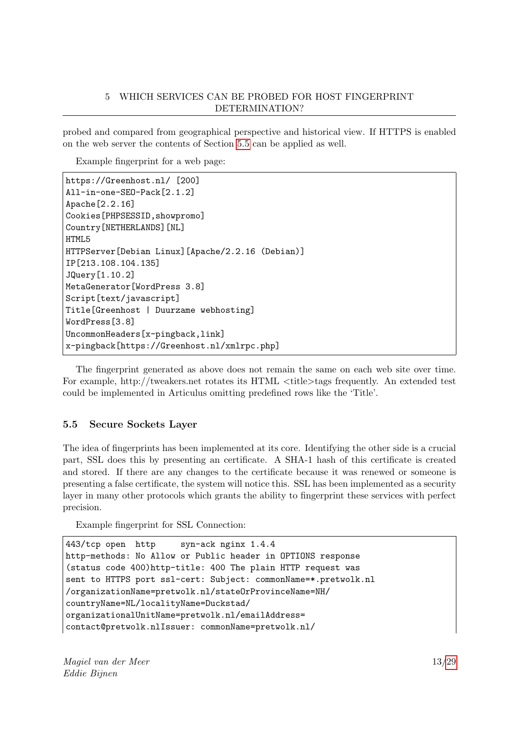probed and compared from geographical perspective and historical view. If HTTPS is enabled on the web server the contents of Section 5.5 can be applied as well.

Example fingerprint for a web page:

```
https://Greenhost.nl/ [200]
All-in-one-SEO-Pack[2.1.2]
Apache[2.2.16]
Cookies[PHPSESSID,showpromo]
Country[NETHERLANDS][NL]
HTML5
HTTPServer[Debian Linux][Apache/2.2.16 (Debian)]
IP[213.108.104.135]
JQuery[1.10.2]
MetaGenerator[WordPress 3.8]
Script[text/javascript]
Title[Greenhost | Duurzame webhosting]
WordPress[3.8]
UncommonHeaders[x-pingback,link]
x-pingback[https://Greenhost.nl/xmlrpc.php]
```

The fingerprint generated as above does not remain the same on each web site over time. For example, http://tweakers.net rotates its HTML <title>tags frequently. An extended test could be implemented in Articulus omitting predefined rows like the 'Title'.

## 5.5 Secure Sockets Layer

The idea of fingerprints has been implemented at its core. Identifying the other side is a crucial part, SSL does this by presenting an certificate. A SHA-1 hash of this certificate is created and stored. If there are any changes to the certificate because it was renewed or someone is presenting a false certificate, the system will notice this. SSL has been implemented as a security layer in many other protocols which grants the ability to fingerprint these services with perfect precision.

Example fingerprint for SSL Connection:

```
443/tcp open  http     syn-ack nginx 1.4.4
http-methods: No Allow or Public header in OPTIONS response
(status code 400)http-title: 400 The plain HTTP request was
sent to HTTPS port ssl-cert: Subject: commonName=*.pretwolk.nl
/organizationName=pretwolk.nl/stateOrProvinceName=NH/
countryName=NL/localityName=Duckstad/
organizationalUnitName=pretwolk.nl/emailAddress=
contact@pretwolk.nlIssuer: commonName=pretwolk.nl/
```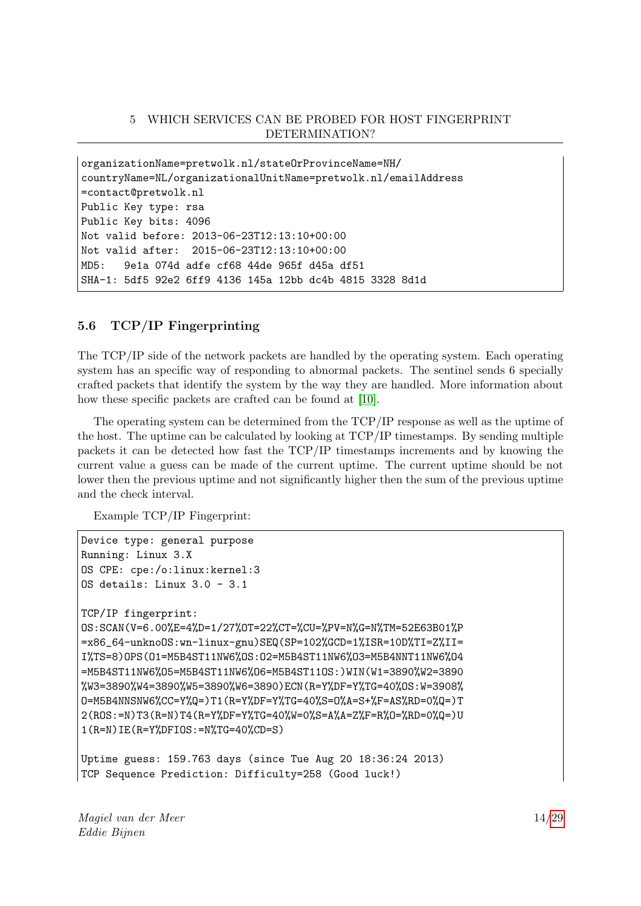```
organizationName=pretwolk.nl/stateOrProvinceName=NH/
countryName=NL/organizationalUnitName=pretwolk.nl/emailAddress
=contact@pretwolk.nl
Public Key type: rsa
Public Key bits: 4096
Not valid before: 2013-06-23T12:13:10+00:00
Not valid after:  2015-06-23T12:13:10+00:00
MD5:   9e1a 074d adfe cf68 44de 965f d45a df51
SHA-1: 5df5 92e2 6ff9 4136 145a 12bb dc4b 4815 3328 8d1d
```

### 5.6 TCP/IP Fingerprinting

The TCP/IP side of the network packets are handled by the operating system. Each operating system has an specific way of responding to abnormal packets. The sentinel sends 6 specially crafted packets that identify the system by the way they are handled. More information about how these specific packets are crafted can be found at [10].

The operating system can be determined from the TCP/IP response as well as the uptime of the host. The uptime can be calculated by looking at TCP/IP timestamps. By sending multiple packets it can be detected how fast the TCP/IP timestamps increments and by knowing the current value a guess can be made of the current uptime. The current uptime should be not lower then the previous uptime and not significantly higher then the sum of the previous uptime and the check interval.

Example TCP/IP Fingerprint:

```
Device type: general purpose
Running: Linux 3.X
OS CPE: cpe:/o:linux:kernel:3
OS details: Linux 3.0 - 3.1

TCP/IP fingerprint:
OS:SCAN(V=6.00%E=4%D=1/27%OT=22%CT=%CU=%PV=N%G=N%TM=52E63B01%P
=x86_64-unknoOS:wn-linux-gnu)SEQ(SP=102%GCD=1%ISR=10D%TI=Z%II=
I%TS=8)OPS(O1=M5B4ST11NW6%OS:O2=M5B4ST11NW6%O3=M5B4NNT11NW6%O4
=M5B4ST11NW6%O5=M5B4ST11NW6%O6=M5B4ST11OS:)WIN(W1=3890%W2=3890
%W3=3890%W4=3890%W5=3890%W6=3890)ECN(R=Y%DF=Y%TG=40%OS:W=3908%
O=M5B4NNSNW6%CC=Y%Q=)T1(R=Y%DF=Y%TG=40%S=O%A=S+%F=AS%RD=0%Q=)T
2(ROS:=N)T3(R=N)T4(R=Y%DF=Y%TG=40%W=0%S=A%A=Z%F=R%O=%RD=0%Q=)U
1(R=N)IE(R=Y%DFIOS:=N%TG=40%CD=S)

Uptime guess: 159.763 days (since Tue Aug 20 18:36:24 2013)
TCP Sequence Prediction: Difficulty=258 (Good luck!)
```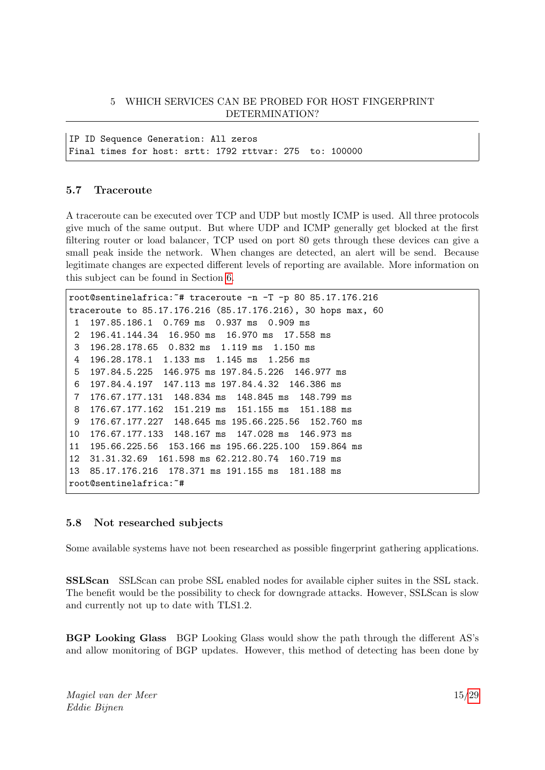```
IP ID Sequence Generation: All zeros
Final times for host: srtt: 1792 rttvar: 275  to: 100000
```

### 5.7 Traceroute

A traceroute can be executed over TCP and UDP but mostly ICMP is used. All three protocols give much of the same output. But where UDP and ICMP generally get blocked at the first filtering router or load balancer, TCP used on port 80 gets through these devices can give a small peak inside the network. When changes are detected, an alert will be send. Because legitimate changes are expected different levels of reporting are available. More information on this subject can be found in Section 6.

```
root@sentinelafrica:~# traceroute -n -T -p 80 85.17.176.216
traceroute to 85.17.176.216 (85.17.176.216), 30 hops max, 60
 1  197.85.186.1  0.769 ms  0.937 ms  0.909 ms
 2  196.41.144.34  16.950 ms  16.970 ms  17.558 ms
 3  196.28.178.65  0.832 ms  1.119 ms  1.150 ms
 4  196.28.178.1  1.133 ms  1.145 ms  1.256 ms
 5  197.84.5.225  146.975 ms 197.84.5.226  146.977 ms
 6  197.84.4.197  147.113 ms 197.84.4.32  146.386 ms
 7  176.67.177.131  148.834 ms  148.845 ms  148.799 ms
 8  176.67.177.162  151.219 ms  151.155 ms  151.188 ms
 9  176.67.177.227  148.645 ms 195.66.225.56  152.760 ms
10  176.67.177.133  148.167 ms  147.028 ms  146.973 ms
11  195.66.225.56  153.166 ms 195.66.225.100  159.864 ms
12  31.31.32.69  161.598 ms 62.212.80.74  160.719 ms
13  85.17.176.216  178.371 ms 191.155 ms  181.188 ms
root@sentinelafrica:~#
```

### 5.8 Not researched subjects

Some available systems have not been researched as possible fingerprint gathering applications.

**SSLScan** SSLScan can probe SSL enabled nodes for available cipher suites in the SSL stack. The benefit would be the possibility to check for downgrade attacks. However, SSLScan is slow and currently not up to date with TLS1.2.

**BGP Looking Glass** BGP Looking Glass would show the path through the different AS's and allow monitoring of BGP updates. However, this method of detecting has been done by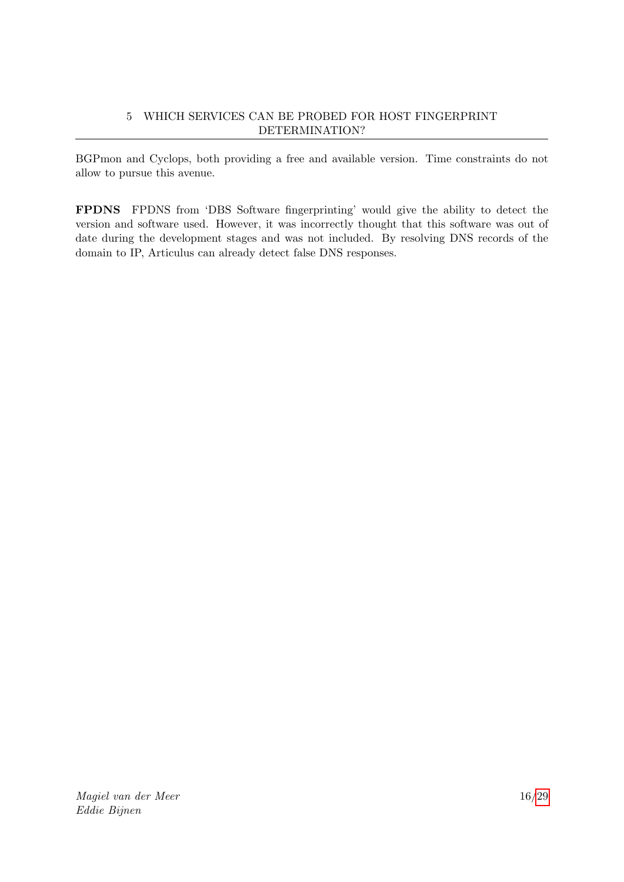BGPmon and Cyclops, both providing a free and available version. Time constraints do not allow to pursue this avenue.

**FPDNS** FPDNS from 'DBS Software fingerprinting' would give the ability to detect the version and software used. However, it was incorrectly thought that this software was out of date during the development stages and was not included. By resolving DNS records of the domain to IP, Articulus can already detect false DNS responses.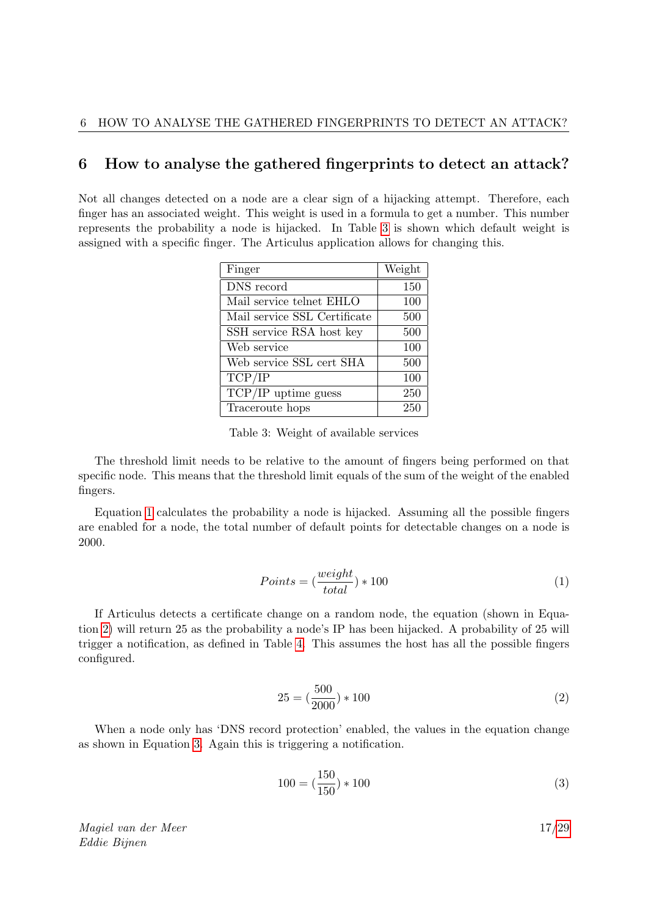## 6 How to analyse the gathered fingerprints to detect an attack?

Not all changes detected on a node are a clear sign of a hijacking attempt. Therefore, each finger has an associated weight. This weight is used in a formula to get a number. This number represents the probability a node is hijacked. In Table 3 is shown which default weight is assigned with a specific finger. The Articulus application allows for changing this.

| Finger | Weight |
|---|---|
| DNS record | 150 |
| Mail service telnet EHLO | 100 |
| Mail service SSL Certificate | 500 |
| SSH service RSA host key | 500 |
| Web service | 100 |
| Web service SSL cert SHA | 500 |
| TCP/IP | 100 |
| TCP/IP uptime guess | 250 |
| Traceroute hops | 250 |

Table 3: Weight of available services

The threshold limit needs to be relative to the amount of fingers being performed on that specific node. This means that the threshold limit equals of the sum of the weight of the enabled fingers.

Equation 1 calculates the probability a node is hijacked. Assuming all the possible fingers are enabled for a node, the total number of default points for detectable changes on a node is 2000.

$$Points = (\frac{weight}{total}) * 100 \tag{1}$$

If Articulus detects a certificate change on a random node, the equation (shown in Equation 2) will return 25 as the probability a node's IP has been hijacked. A probability of 25 will trigger a notification, as defined in Table 4. This assumes the host has all the possible fingers configured.

$$25 = (\frac{500}{2000}) * 100 \tag{2}$$

When a node only has 'DNS record protection' enabled, the values in the equation change as shown in Equation 3. Again this is triggering a notification.

$$100 = (\frac{150}{150}) * 100 \tag{3}$$

*Magiel van der Meer*
*Eddie Bijnen*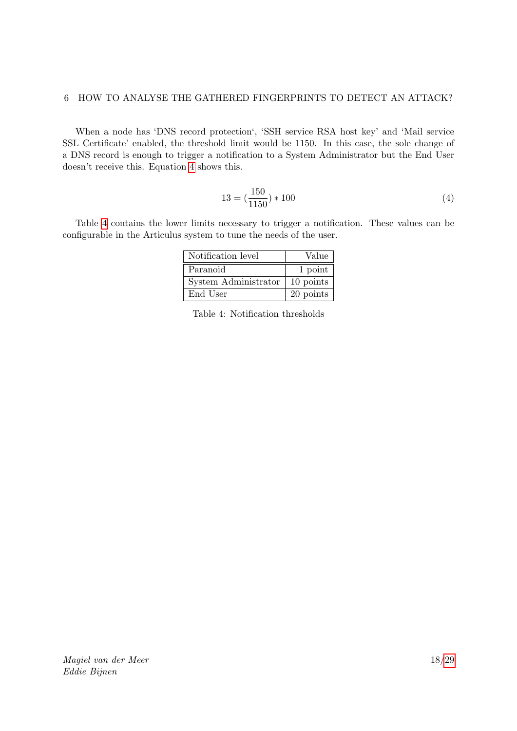When a node has 'DNS record protection', 'SSH service RSA host key' and 'Mail service SSL Certificate' enabled, the threshold limit would be 1150. In this case, the sole change of a DNS record is enough to trigger a notification to a System Administrator but the End User doesn't receive this. Equation 4 shows this.

$$13 = (\frac{150}{1150}) * 100 \tag{4}$$

Table 4 contains the lower limits necessary to trigger a notification. These values can be configurable in the Articulus system to tune the needs of the user.

| Notification level | Value |
|---|---:|
| Paranoid | 1 point |
| System Administrator | 10 points |
| End User | 20 points |

Table 4: Notification thresholds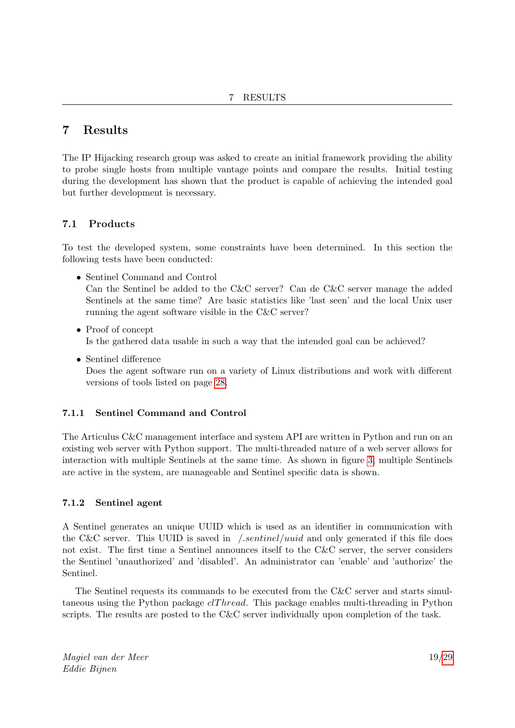# 7 Results

The IP Hijacking research group was asked to create an initial framework providing the ability to probe single hosts from multiple vantage points and compare the results. Initial testing during the development has shown that the product is capable of achieving the intended goal but further development is necessary.

## 7.1 Products

To test the developed system, some constraints have been determined. In this section the following tests have been conducted:

- Sentinel Command and Control
  Can the Sentinel be added to the C&C server? Can de C&C server manage the added Sentinels at the same time? Are basic statistics like 'last seen' and the local Unix user running the agent software visible in the C&C server?
- Proof of concept
  Is the gathered data usable in such a way that the intended goal can be achieved?
- Sentinel difference
  Does the agent software run on a variety of Linux distributions and work with different versions of tools listed on page 28.

### 7.1.1 Sentinel Command and Control

The Articulus C&C management interface and system API are written in Python and run on an existing web server with Python support. The multi-threaded nature of a web server allows for interaction with multiple Sentinels at the same time. As shown in figure 3, multiple Sentinels are active in the system, are manageable and Sentinel specific data is shown.

### 7.1.2 Sentinel agent

A Sentinel generates an unique UUID which is used as an identifier in communication with the C&C server. This UUID is saved in *~/.sentinel/uuid* and only generated if this file does not exist. The first time a Sentinel announces itself to the C&C server, the server considers the Sentinel 'unauthorized' and 'disabled'. An administrator can 'enable' and 'authorize' the Sentinel.

The Sentinel requests its commands to be executed from the C&C server and starts simultaneous using the Python package *clThread*. This package enables multi-threading in Python scripts. The results are posted to the C&C server individually upon completion of the task.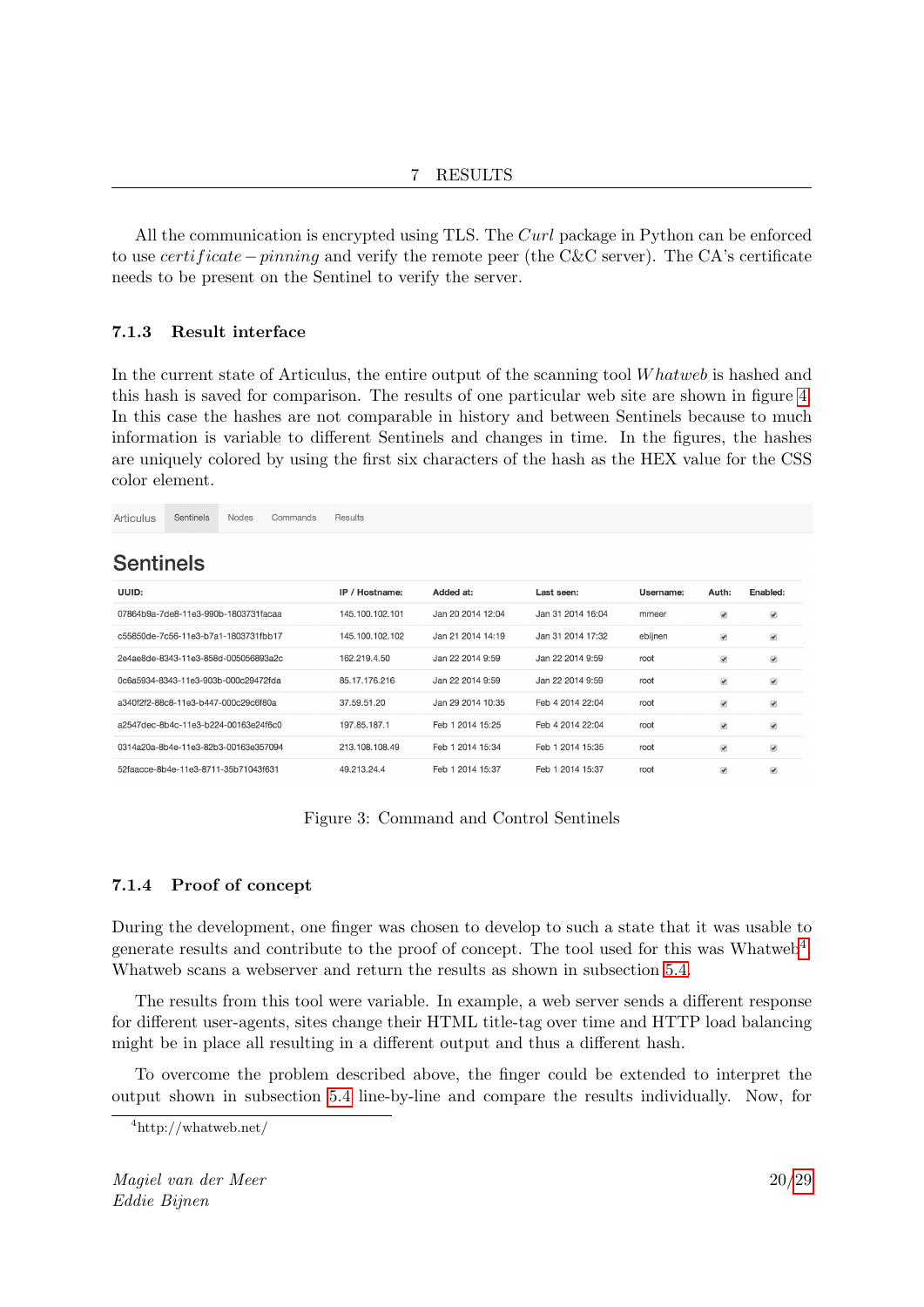All the communication is encrypted using TLS. The *Curl* package in Python can be enforced to use *certificate − pinning* and verify the remote peer (the C&C server). The CA's certificate needs to be present on the Sentinel to verify the server.

### 7.1.3 Result interface

In the current state of Articulus, the entire output of the scanning tool *Whatweb* is hashed and this hash is saved for comparison. The results of one particular web site are shown in figure 4. In this case the hashes are not comparable in history and between Sentinels because to much information is variable to different Sentinels and changes in time. In the figures, the hashes are uniquely colored by using the first six characters of the hash as the HEX value for the CSS color element.

Articulus | Sentinels | Nodes | Commands | Results

**Sentinels**

| UUID: | IP / Hostname: | Added at: | Last seen: | Username: | Auth: | Enabled: |
|---|---|---|---|---|---|---|
| 07864b9a-7de8-11e3-990b-1803731facaa | 145.100.102.101 | Jan 20 2014 12:04 | Jan 31 2014 16:04 | mmeer | ✔ | ✔ |
| c55850de-7c56-11e3-b7a1-1803731fbb17 | 145.100.102.102 | Jan 21 2014 14:19 | Jan 31 2014 17:32 | ebijnen | ✔ | ✔ |
| 2e4ae8de-8343-11e3-858d-005056893a2c | 162.219.4.50 | Jan 22 2014 9:59 | Jan 22 2014 9:59 | root | ✔ | ✔ |
| 0c6a5934-8343-11e3-903b-000c29472fda | 85.17.176.216 | Jan 22 2014 9:59 | Jan 22 2014 9:59 | root | ✔ | ✔ |
| a340f2f2-88c8-11e3-b447-000c29c6f80a | 37.59.51.20 | Jan 29 2014 10:35 | Feb 4 2014 22:04 | root | ✔ | ✔ |
| a2547dec-8b4c-11e3-b224-00163e24f6c0 | 197.85.187.1 | Feb 1 2014 15:25 | Feb 4 2014 22:04 | root | ✔ | ✔ |
| 0314a20a-8b4e-11e3-82b3-00163e357094 | 213.108.108.49 | Feb 1 2014 15:34 | Feb 1 2014 15:35 | root | ✔ | ✔ |
| 52faacce-8b4e-11e3-8711-35b71043f631 | 49.213.24.4 | Feb 1 2014 15:37 | Feb 1 2014 15:37 | root | ✔ | ✔ |

Figure 3: Command and Control Sentinels

### 7.1.4 Proof of concept

During the development, one finger was chosen to develop to such a state that it was usable to generate results and contribute to the proof of concept. The tool used for this was Whatweb[4]. Whatweb scans a webserver and return the results as shown in subsection 5.4.

The results from this tool were variable. In example, a web server sends a different response for different user-agents, sites change their HTML title-tag over time and HTTP load balancing might be in place all resulting in a different output and thus a different hash.

To overcome the problem described above, the finger could be extended to interpret the output shown in subsection 5.4 line-by-line and compare the results individually. Now, for

[4] http://whatweb.net/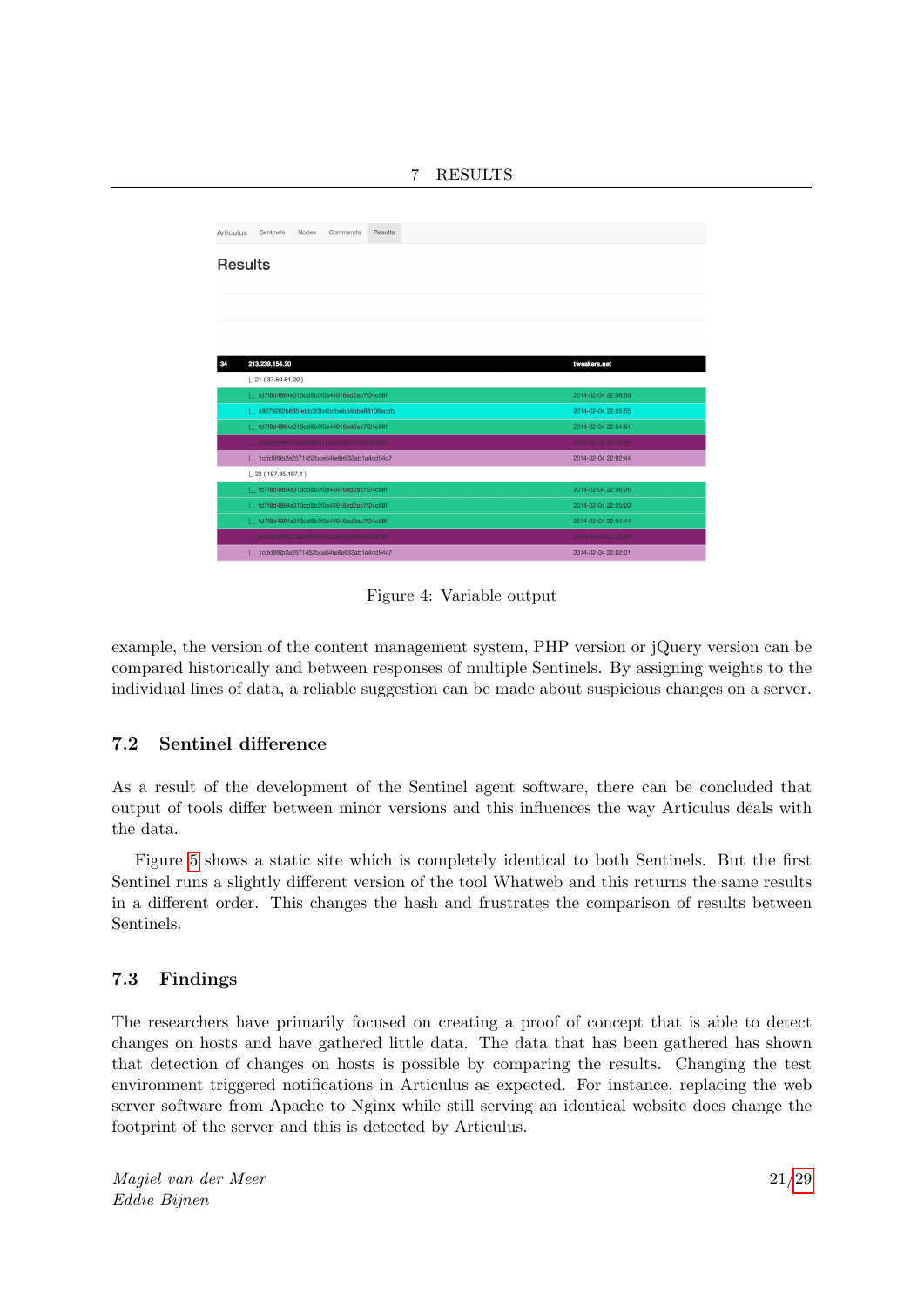Figure 4: Variable output

example, the version of the content management system, PHP version or jQuery version can be compared historically and between responses of multiple Sentinels. By assigning weights to the individual lines of data, a reliable suggestion can be made about suspicious changes on a server.

## 7.2 Sentinel difference

As a result of the development of the Sentinel agent software, there can be concluded that output of tools differ between minor versions and this influences the way Articulus deals with the data.

Figure 5 shows a static site which is completely identical to both Sentinels. But the first Sentinel runs a slightly different version of the tool Whatweb and this returns the same results in a different order. This changes the hash and frustrates the comparison of results between Sentinels.

## 7.3 Findings

The researchers have primarily focused on creating a proof of concept that is able to detect changes on hosts and have gathered little data. The data that has been gathered has shown that detection of changes on hosts is possible by comparing the results. Changing the test environment triggered notifications in Articulus as expected. For instance, replacing the web server software from Apache to Nginx while still serving an identical website does change the footprint of the server and this is detected by Articulus.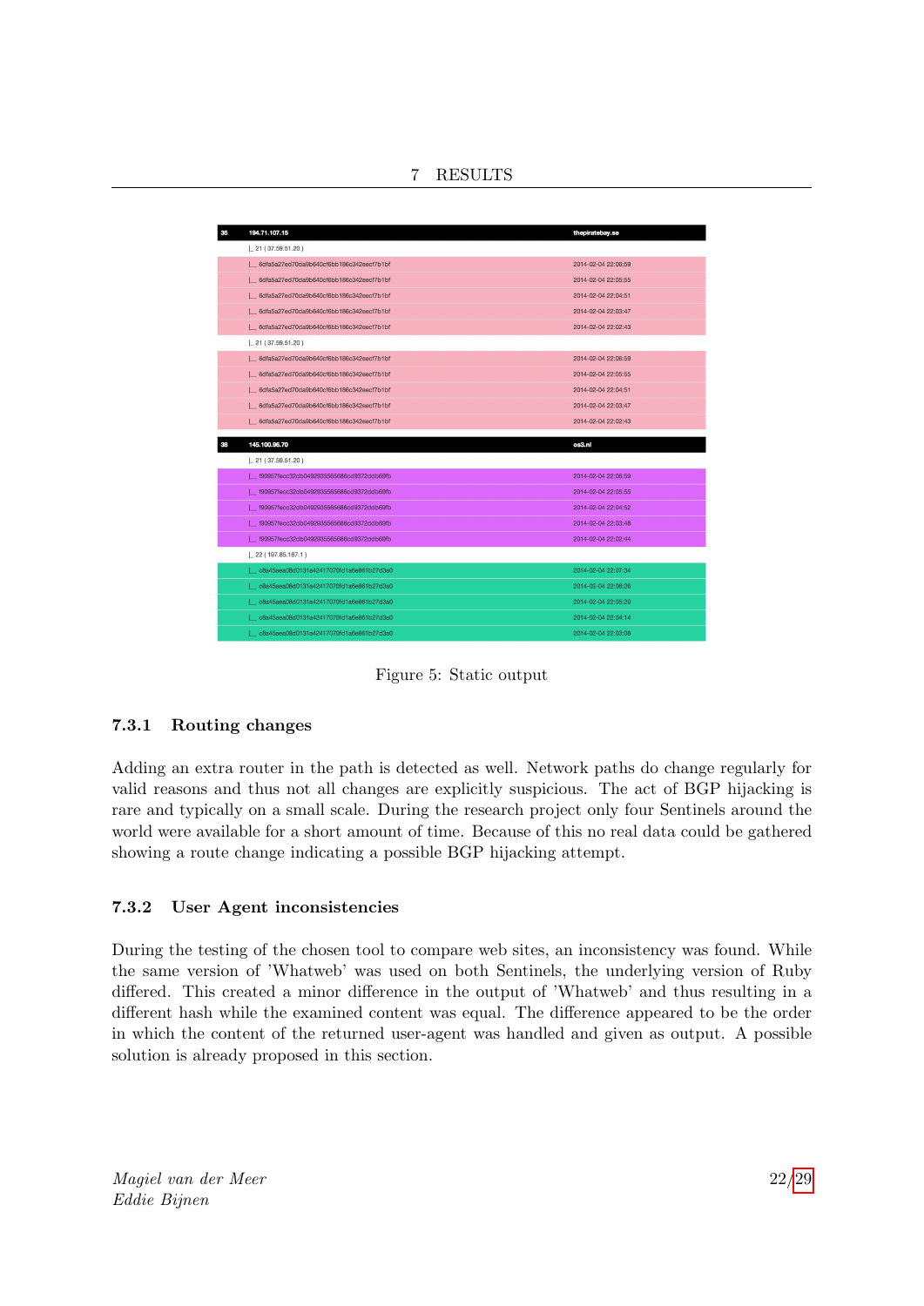| 35 | 194.71.107.15 | thepiratebay.se |
|---|---|---|
| | \|_ 21 ( 37.59.51.20 ) | |
| | \|__ 6dfa5a27ed70da9b640cf6bb186c342eecf7b1bf | 2014-02-04 22:06:59 |
| | \|__ 6dfa5a27ed70da9b640cf6bb186c342eecf7b1bf | 2014-02-04 22:05:55 |
| | \|__ 6dfa5a27ed70da9b640cf6bb186c342eecf7b1bf | 2014-02-04 22:04:51 |
| | \|__ 6dfa5a27ed70da9b640cf6bb186c342eecf7b1bf | 2014-02-04 22:03:47 |
| | \|__ 6dfa5a27ed70da9b640cf6bb186c342eecf7b1bf | 2014-02-04 22:02:43 |
| | \|_ 21 ( 37.59.51.20 ) | |
| | \|__ 6dfa5a27ed70da9b640cf6bb186c342eecf7b1bf | 2014-02-04 22:06:59 |
| | \|__ 6dfa5a27ed70da9b640cf6bb186c342eecf7b1bf | 2014-02-04 22:05:55 |
| | \|__ 6dfa5a27ed70da9b640cf6bb186c342eecf7b1bf | 2014-02-04 22:04:51 |
| | \|__ 6dfa5a27ed70da9b640cf6bb186c342eecf7b1bf | 2014-02-04 22:03:47 |
| | \|__ 6dfa5a27ed70da9b640cf6bb186c342eecf7b1bf | 2014-02-04 22:02:43 |
| 38 | 145.100.96.70 | os3.nl |
| | \|_ 21 ( 37.59.51.20 ) | |
| | \|__ f90957fecc32db0492935565686cd9372ddb69fb | 2014-02-04 22:06:59 |
| | \|__ f90957fecc32db0492935565686cd9372ddb69fb | 2014-02-04 22:05:55 |
| | \|__ f90957fecc32db0492935565686cd9372ddb69fb | 2014-02-04 22:04:52 |
| | \|__ f90957fecc32db0492935565686cd9372ddb69fb | 2014-02-04 22:03:48 |
| | \|__ f90957fecc32db0492935565686cd9372ddb69fb | 2014-02-04 22:02:44 |
| | \|_ 22 ( 197.85.187.1 ) | |
| | \|__ c8e45aea08d0131a42417070fd1a6e861b27d3a0 | 2014-02-04 22:07:34 |
| | \|__ c8e45aea08d0131a42417070fd1a6e861b27d3a0 | 2014-02-04 22:06:26 |
| | \|__ c8e45aea08d0131a42417070fd1a6e861b27d3a0 | 2014-02-04 22:05:20 |
| | \|__ c8e45aea08d0131a42417070fd1a6e861b27d3a0 | 2014-02-04 22:04:14 |
| | \|__ c8e45aea08d0131a42417070fd1a6e861b27d3a0 | 2014-02-04 22:03:08 |

Figure 5: Static output

### 7.3.1 Routing changes

Adding an extra router in the path is detected as well. Network paths do change regularly for valid reasons and thus not all changes are explicitly suspicious. The act of BGP hijacking is rare and typically on a small scale. During the research project only four Sentinels around the world were available for a short amount of time. Because of this no real data could be gathered showing a route change indicating a possible BGP hijacking attempt.

### 7.3.2 User Agent inconsistencies

During the testing of the chosen tool to compare web sites, an inconsistency was found. While the same version of 'Whatweb' was used on both Sentinels, the underlying version of Ruby differed. This created a minor difference in the output of 'Whatweb' and thus resulting in a different hash while the examined content was equal. The difference appeared to be the order in which the content of the returned user-agent was handled and given as output. A possible solution is already proposed in this section.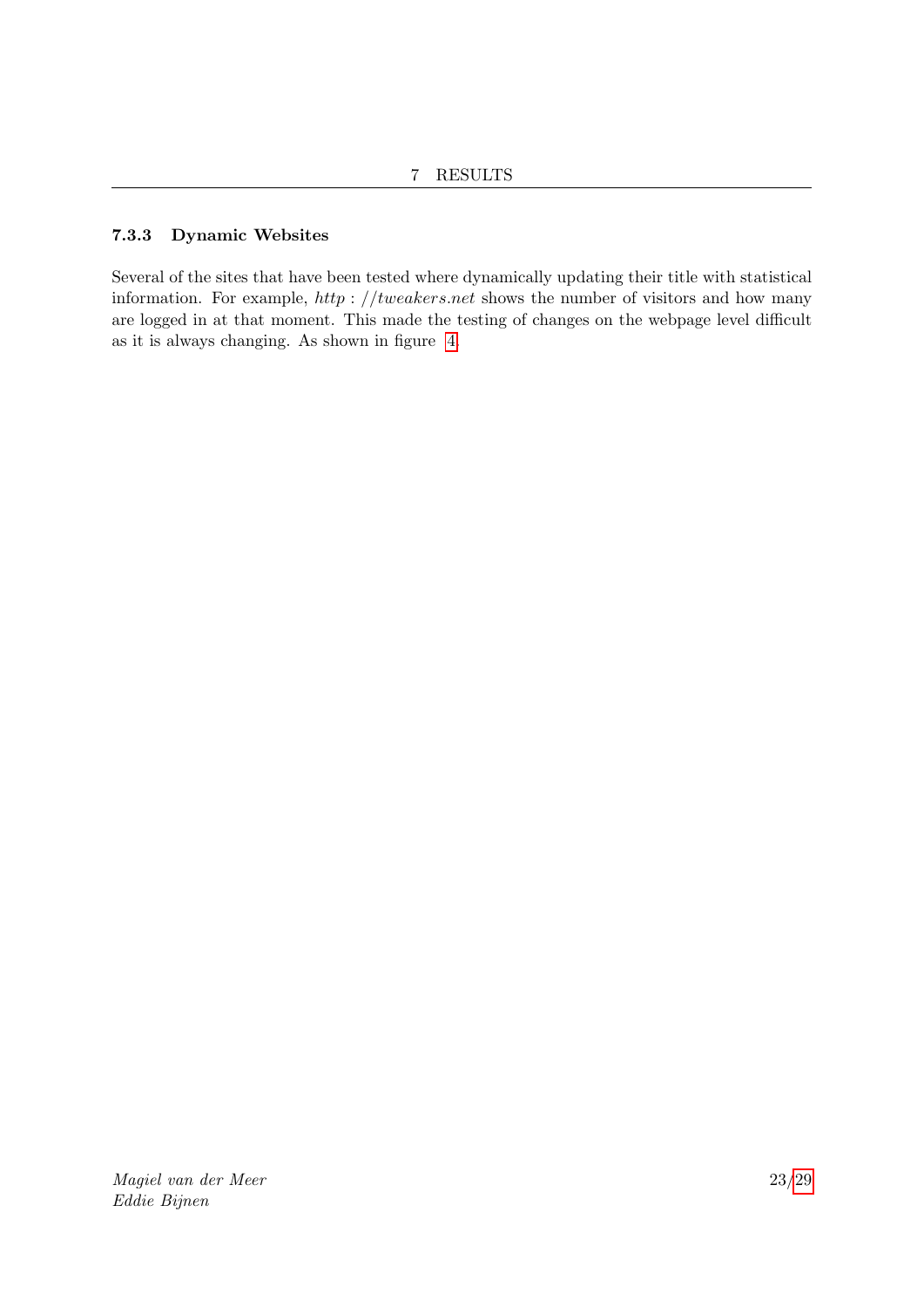#### 7.3.3 Dynamic Websites

Several of the sites that have been tested where dynamically updating their title with statistical information. For example, $http://tweakers.net$ shows the number of visitors and how many are logged in at that moment. This made the testing of changes on the webpage level difficult as it is always changing. As shown in figure 4.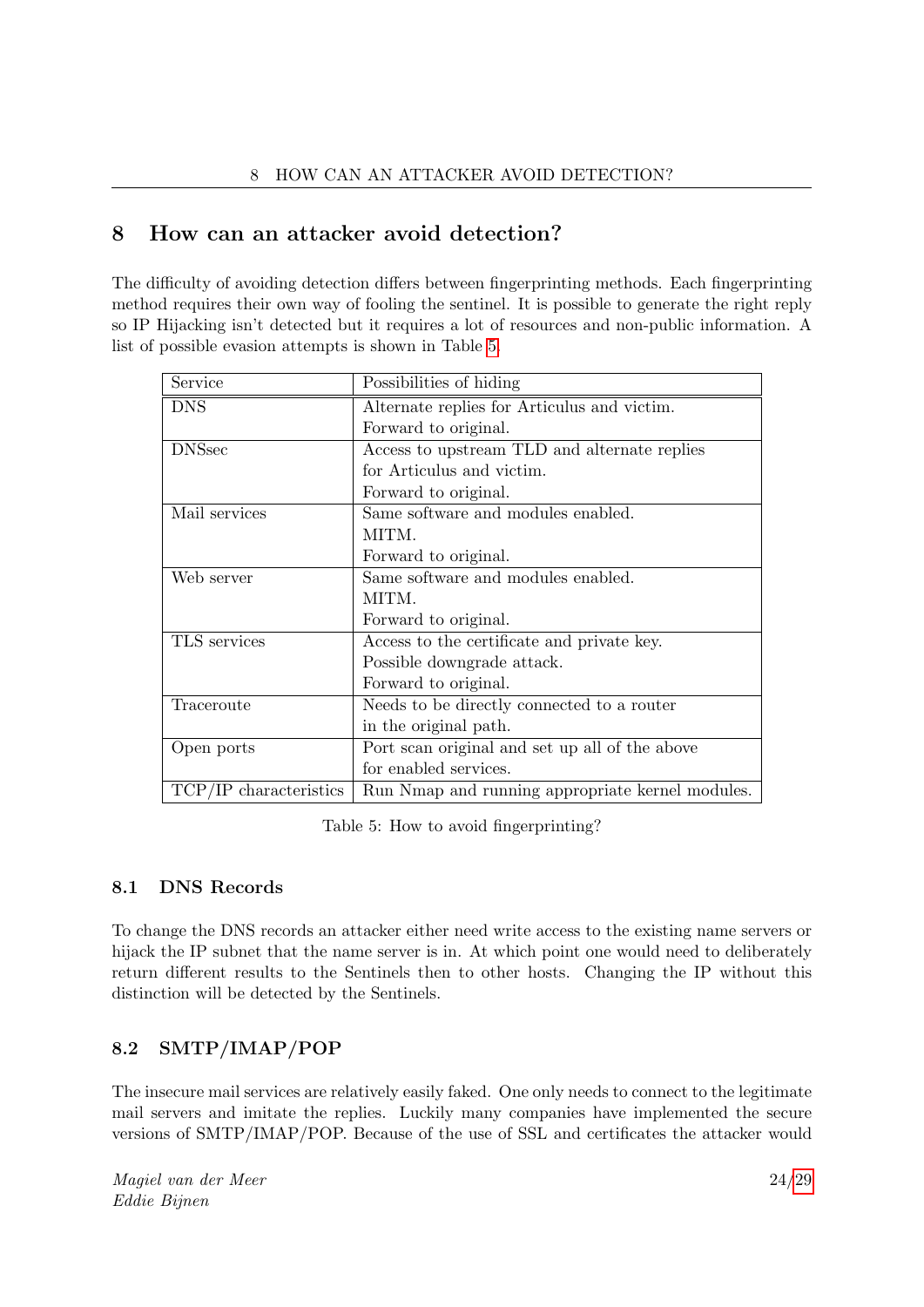# 8 How can an attacker avoid detection?

The difficulty of avoiding detection differs between fingerprinting methods. Each fingerprinting method requires their own way of fooling the sentinel. It is possible to generate the right reply so IP Hijacking isn't detected but it requires a lot of resources and non-public information. A list of possible evasion attempts is shown in Table 5.

| Service | Possibilities of hiding |
|---|---|
| DNS | Alternate replies for Articulus and victim.<br>Forward to original. |
| DNSsec | Access to upstream TLD and alternate replies for Articulus and victim.<br>Forward to original. |
| Mail services | Same software and modules enabled.<br>MITM.<br>Forward to original. |
| Web server | Same software and modules enabled.<br>MITM.<br>Forward to original. |
| TLS services | Access to the certificate and private key.<br>Possible downgrade attack.<br>Forward to original. |
| Traceroute | Needs to be directly connected to a router in the original path. |
| Open ports | Port scan original and set up all of the above for enabled services. |
| TCP/IP characteristics | Run Nmap and running appropriate kernel modules. |

Table 5: How to avoid fingerprinting?

## 8.1 DNS Records

To change the DNS records an attacker either need write access to the existing name servers or hijack the IP subnet that the name server is in. At which point one would need to deliberately return different results to the Sentinels then to other hosts. Changing the IP without this distinction will be detected by the Sentinels.

## 8.2 SMTP/IMAP/POP

The insecure mail services are relatively easily faked. One only needs to connect to the legitimate mail servers and imitate the replies. Luckily many companies have implemented the secure versions of SMTP/IMAP/POP. Because of the use of SSL and certificates the attacker would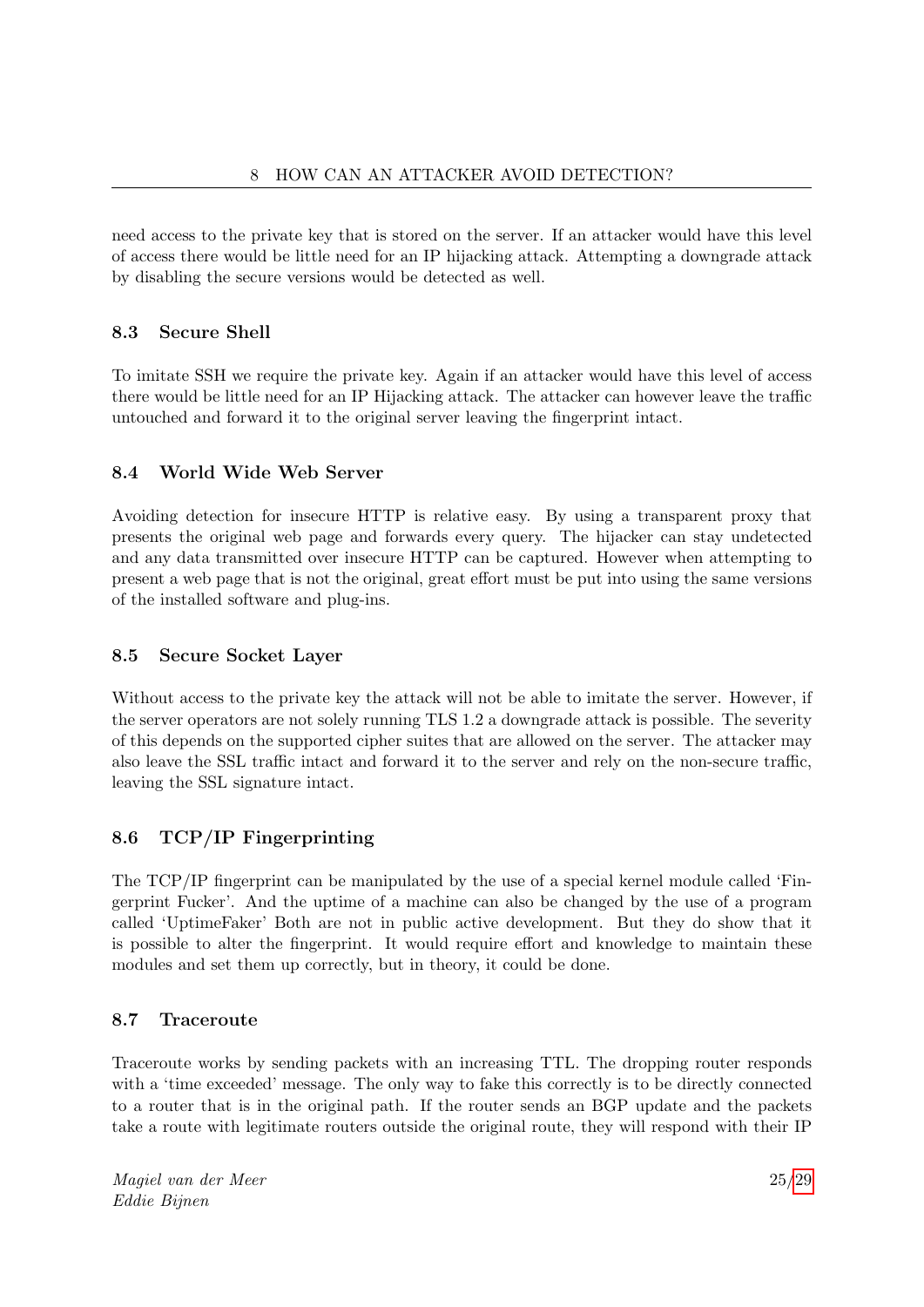need access to the private key that is stored on the server. If an attacker would have this level of access there would be little need for an IP hijacking attack. Attempting a downgrade attack by disabling the secure versions would be detected as well.

### 8.3 Secure Shell

To imitate SSH we require the private key. Again if an attacker would have this level of access there would be little need for an IP Hijacking attack. The attacker can however leave the traffic untouched and forward it to the original server leaving the fingerprint intact.

### 8.4 World Wide Web Server

Avoiding detection for insecure HTTP is relative easy. By using a transparent proxy that presents the original web page and forwards every query. The hijacker can stay undetected and any data transmitted over insecure HTTP can be captured. However when attempting to present a web page that is not the original, great effort must be put into using the same versions of the installed software and plug-ins.

### 8.5 Secure Socket Layer

Without access to the private key the attack will not be able to imitate the server. However, if the server operators are not solely running TLS 1.2 a downgrade attack is possible. The severity of this depends on the supported cipher suites that are allowed on the server. The attacker may also leave the SSL traffic intact and forward it to the server and rely on the non-secure traffic, leaving the SSL signature intact.

### 8.6 TCP/IP Fingerprinting

The TCP/IP fingerprint can be manipulated by the use of a special kernel module called 'Fingerprint Fucker'. And the uptime of a machine can also be changed by the use of a program called 'UptimeFaker' Both are not in public active development. But they do show that it is possible to alter the fingerprint. It would require effort and knowledge to maintain these modules and set them up correctly, but in theory, it could be done.

### 8.7 Traceroute

Traceroute works by sending packets with an increasing TTL. The dropping router responds with a 'time exceeded' message. The only way to fake this correctly is to be directly connected to a router that is in the original path. If the router sends an BGP update and the packets take a route with legitimate routers outside the original route, they will respond with their IP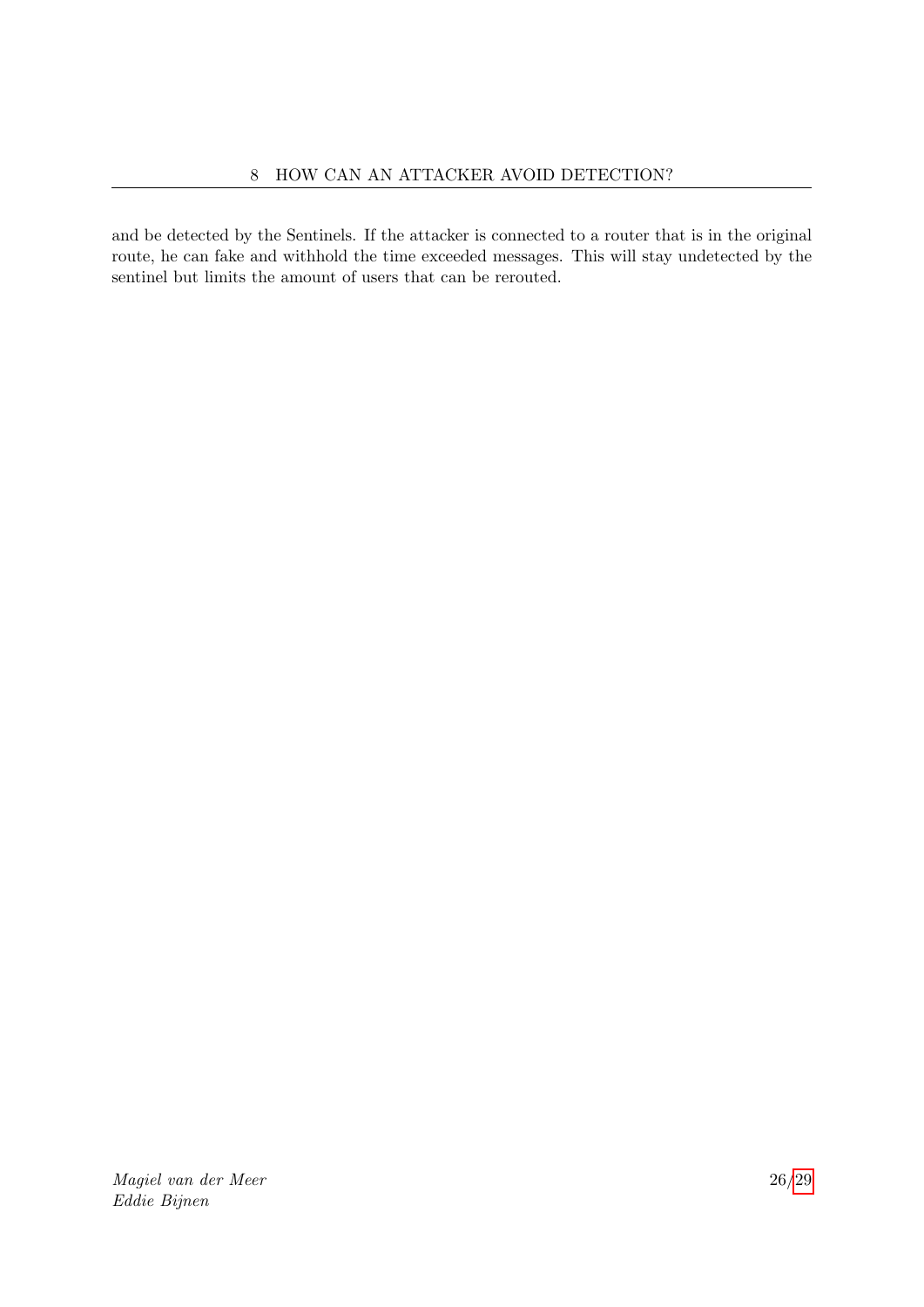and be detected by the Sentinels. If the attacker is connected to a router that is in the original route, he can fake and withhold the time exceeded messages. This will stay undetected by the sentinel but limits the amount of users that can be rerouted.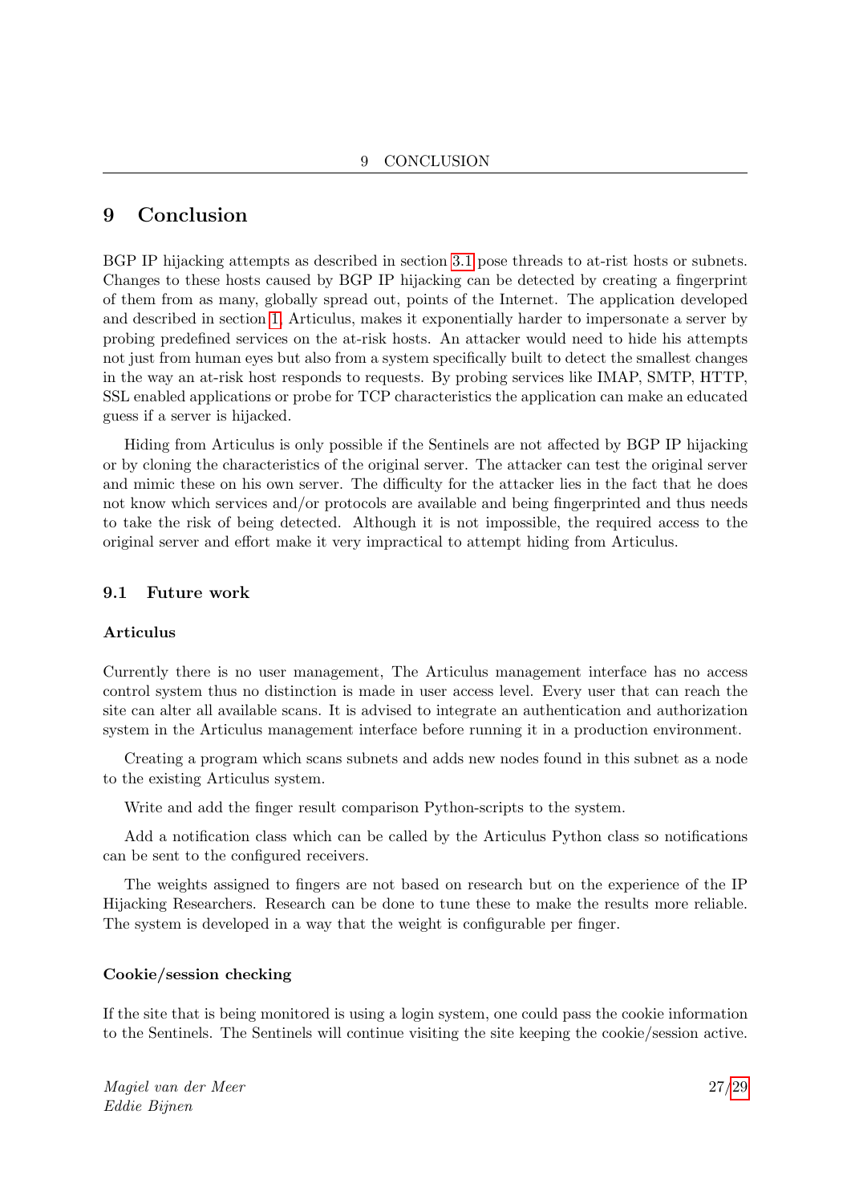# 9 Conclusion

BGP IP hijacking attempts as described in section 3.1 pose threads to at-rist hosts or subnets. Changes to these hosts caused by BGP IP hijacking can be detected by creating a fingerprint of them from as many, globally spread out, points of the Internet. The application developed and described in section 1, Articulus, makes it exponentially harder to impersonate a server by probing predefined services on the at-risk hosts. An attacker would need to hide his attempts not just from human eyes but also from a system specifically built to detect the smallest changes in the way an at-risk host responds to requests. By probing services like IMAP, SMTP, HTTP, SSL enabled applications or probe for TCP characteristics the application can make an educated guess if a server is hijacked.

Hiding from Articulus is only possible if the Sentinels are not affected by BGP IP hijacking or by cloning the characteristics of the original server. The attacker can test the original server and mimic these on his own server. The difficulty for the attacker lies in the fact that he does not know which services and/or protocols are available and being fingerprinted and thus needs to take the risk of being detected. Although it is not impossible, the required access to the original server and effort make it very impractical to attempt hiding from Articulus.

## 9.1 Future work

### Articulus

Currently there is no user management, The Articulus management interface has no access control system thus no distinction is made in user access level. Every user that can reach the site can alter all available scans. It is advised to integrate an authentication and authorization system in the Articulus management interface before running it in a production environment.

Creating a program which scans subnets and adds new nodes found in this subnet as a node to the existing Articulus system.

Write and add the finger result comparison Python-scripts to the system.

Add a notification class which can be called by the Articulus Python class so notifications can be sent to the configured receivers.

The weights assigned to fingers are not based on research but on the experience of the IP Hijacking Researchers. Research can be done to tune these to make the results more reliable. The system is developed in a way that the weight is configurable per finger.

### Cookie/session checking

If the site that is being monitored is using a login system, one could pass the cookie information to the Sentinels. The Sentinels will continue visiting the site keeping the cookie/session active.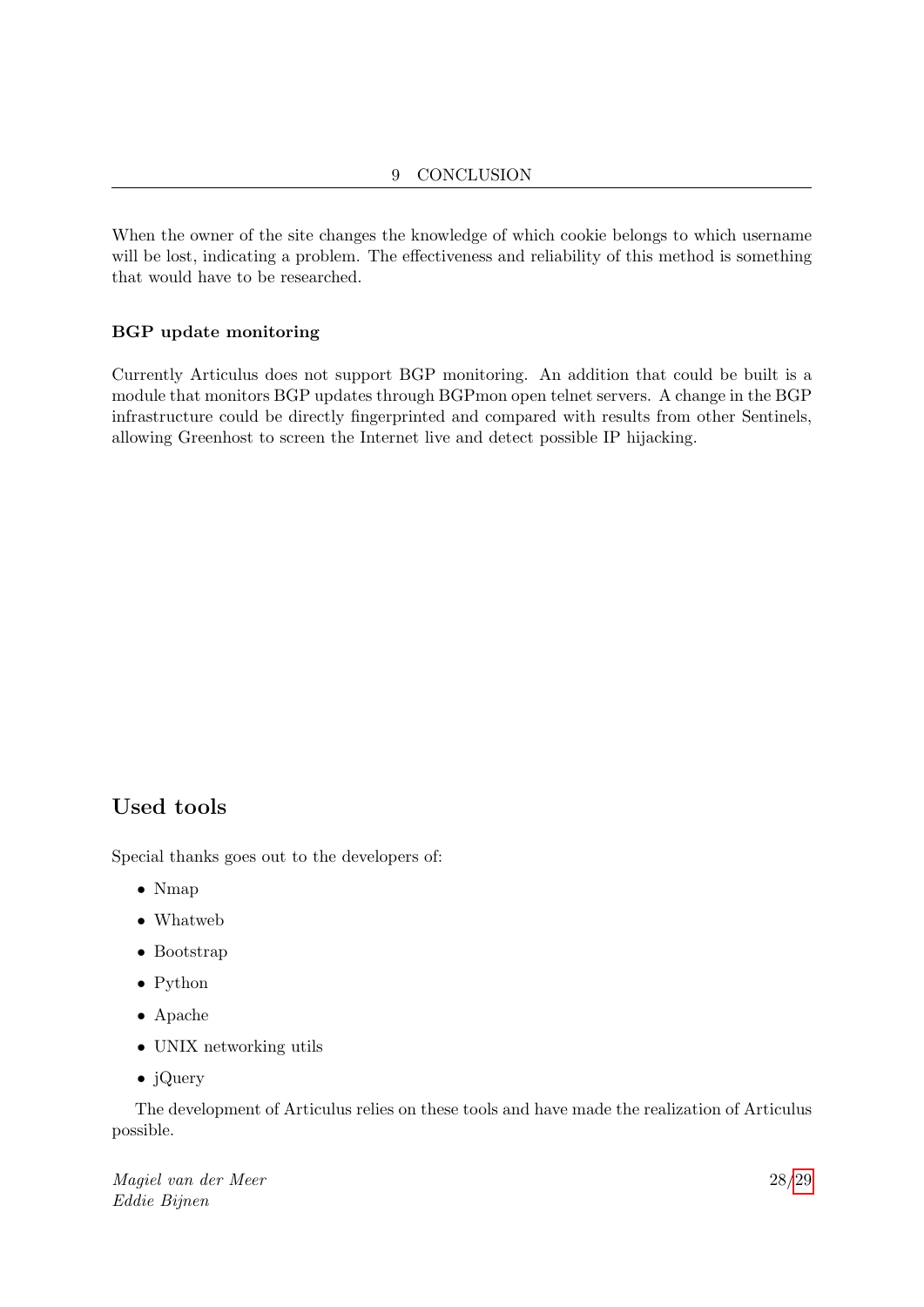When the owner of the site changes the knowledge of which cookie belongs to which username will be lost, indicating a problem. The effectiveness and reliability of this method is something that would have to be researched.

### BGP update monitoring

Currently Articulus does not support BGP monitoring. An addition that could be built is a module that monitors BGP updates through BGPmon open telnet servers. A change in the BGP infrastructure could be directly fingerprinted and compared with results from other Sentinels, allowing Greenhost to screen the Internet live and detect possible IP hijacking.

## Used tools

Special thanks goes out to the developers of:

- Nmap
- Whatweb
- Bootstrap
- Python
- Apache
- UNIX networking utils
- jQuery

The development of Articulus relies on these tools and have made the realization of Articulus possible.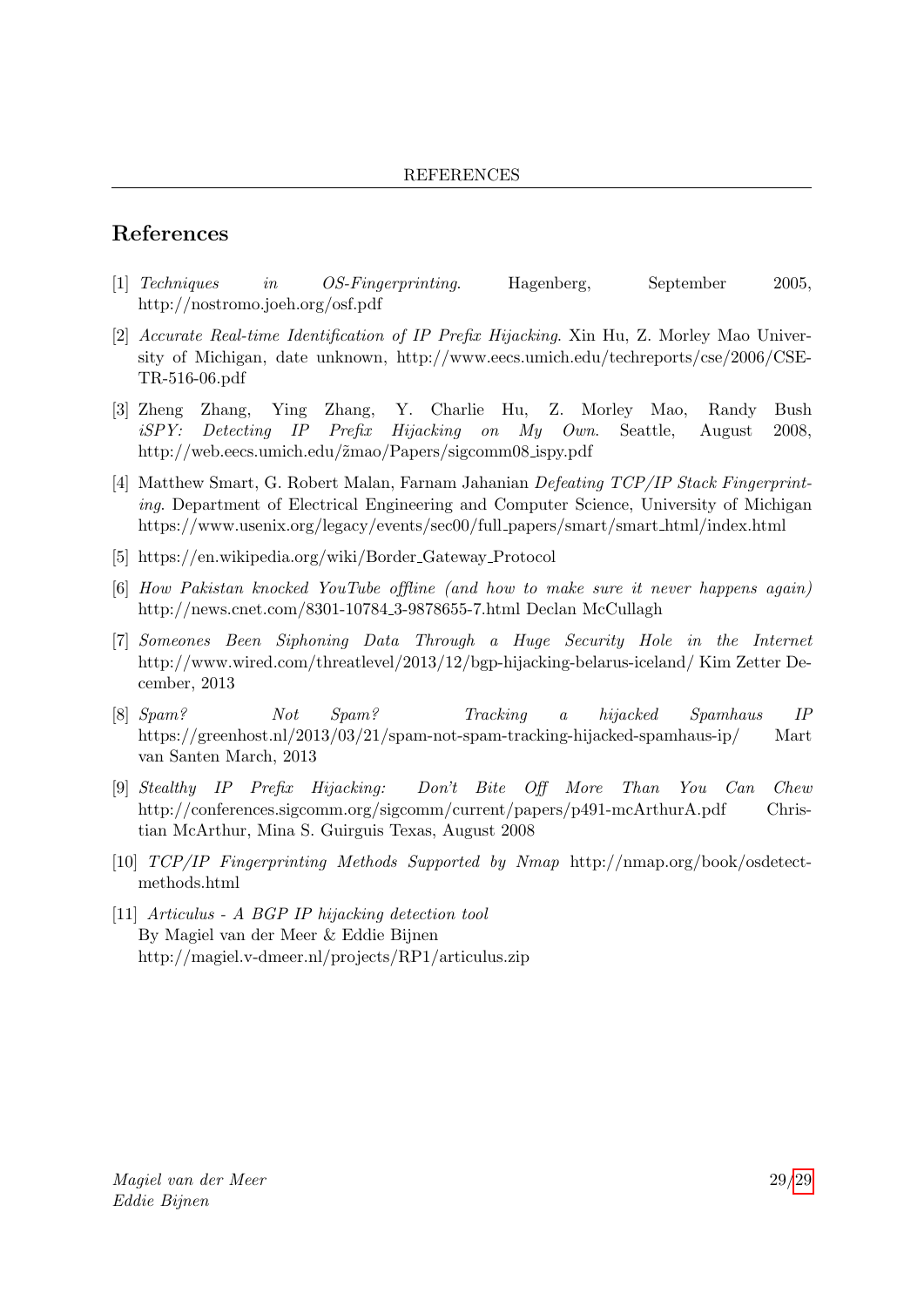# References

[1] *Techniques in OS-Fingerprinting.* Hagenberg, September 2005, http://nostromo.joeh.org/osf.pdf

[2] *Accurate Real-time Identification of IP Prefix Hijacking.* Xin Hu, Z. Morley Mao University of Michigan, date unknown, http://www.eecs.umich.edu/techreports/cse/2006/CSE-TR-516-06.pdf

[3] Zheng Zhang, Ying Zhang, Y. Charlie Hu, Z. Morley Mao, Randy Bush *iSPY: Detecting IP Prefix Hijacking on My Own.* Seattle, August 2008, http://web.eecs.umich.edu/~zmao/Papers/sigcomm08_ispy.pdf

[4] Matthew Smart, G. Robert Malan, Farnam Jahanian *Defeating TCP/IP Stack Fingerprinting.* Department of Electrical Engineering and Computer Science, University of Michigan https://www.usenix.org/legacy/events/sec00/full_papers/smart/smart_html/index.html

[5] https://en.wikipedia.org/wiki/Border_Gateway_Protocol

[6] *How Pakistan knocked YouTube offline (and how to make sure it never happens again)* http://news.cnet.com/8301-10784_3-9878655-7.html Declan McCullagh

[7] *Someones Been Siphoning Data Through a Huge Security Hole in the Internet* http://www.wired.com/threatlevel/2013/12/bgp-hijacking-belarus-iceland/ Kim Zetter December, 2013

[8] *Spam? Not Spam? Tracking a hijacked Spamhaus IP* https://greenhost.nl/2013/03/21/spam-not-spam-tracking-hijacked-spamhaus-ip/ Mart van Santen March, 2013

[9] *Stealthy IP Prefix Hijacking: Don't Bite Off More Than You Can Chew* http://conferences.sigcomm.org/sigcomm/current/papers/p491-mcArthurA.pdf Christian McArthur, Mina S. Guirguis Texas, August 2008

[10] *TCP/IP Fingerprinting Methods Supported by Nmap* http://nmap.org/book/osdetect-methods.html

[11] *Articulus - A BGP IP hijacking detection tool*
By Magiel van der Meer & Eddie Bijnen
http://magiel.v-dmeer.nl/projects/RP1/articulus.zip